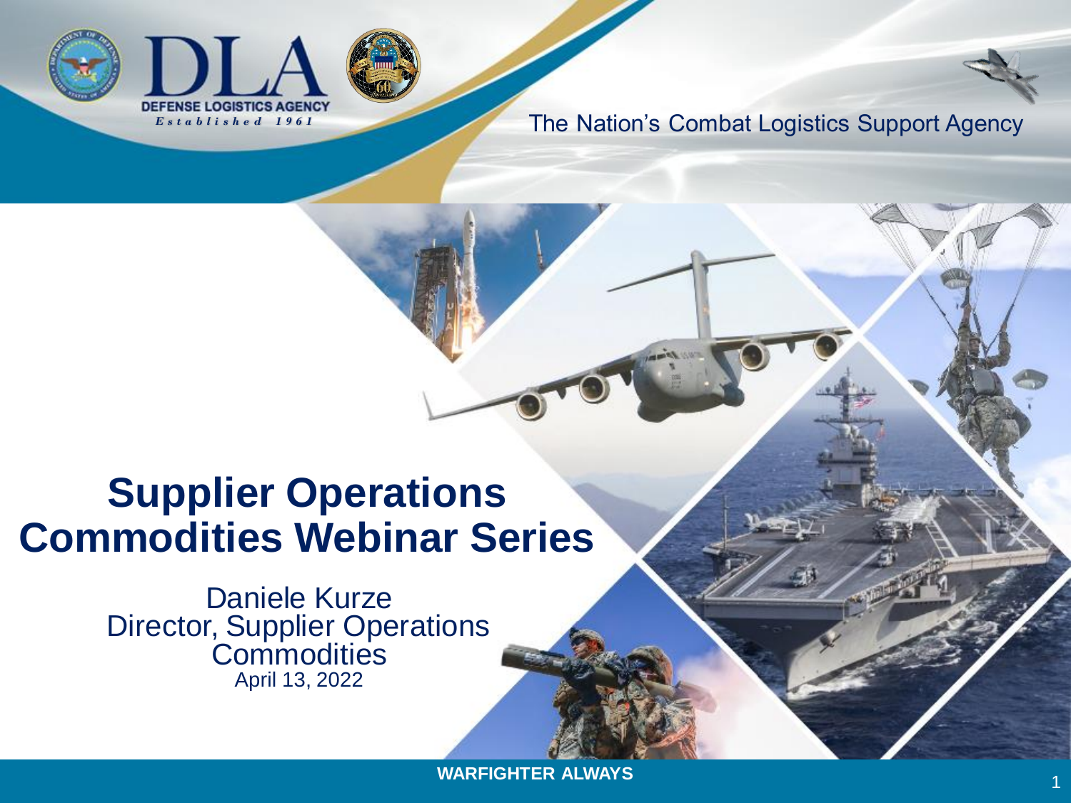DEFENSE LOGISTICS AGENCY

*Established 1961*

The Nation's Combat Logistics Support Agency

# Supplier Operations Commodities Webinar Series

Daniele Kurze
Director, Supplier Operations Commodities
April 13, 2022

**WARFIGHTER ALWAYS**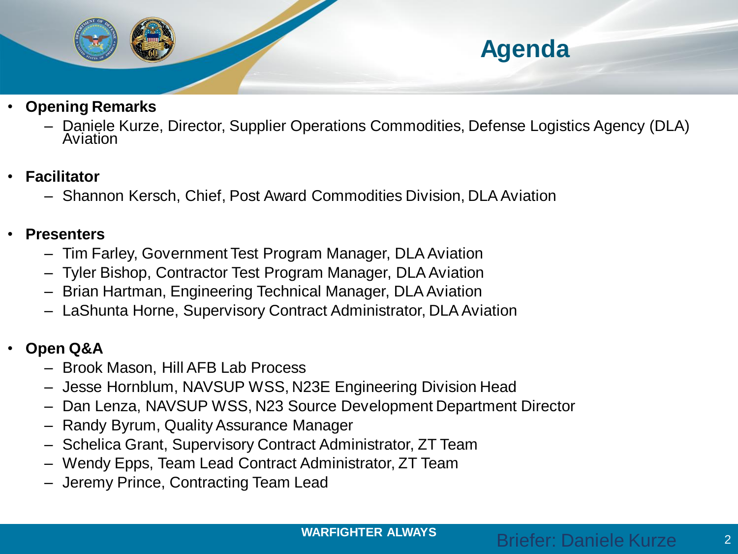# Agenda

- **Opening Remarks**
  - Daniele Kurze, Director, Supplier Operations Commodities, Defense Logistics Agency (DLA) Aviation

- **Facilitator**
  - Shannon Kersch, Chief, Post Award Commodities Division, DLA Aviation

- **Presenters**
  - Tim Farley, Government Test Program Manager, DLA Aviation
  - Tyler Bishop, Contractor Test Program Manager, DLA Aviation
  - Brian Hartman, Engineering Technical Manager, DLA Aviation
  - LaShunta Horne, Supervisory Contract Administrator, DLA Aviation

- **Open Q&A**
  - Brook Mason, Hill AFB Lab Process
  - Jesse Hornblum, NAVSUP WSS, N23E Engineering Division Head
  - Dan Lenza, NAVSUP WSS, N23 Source Development Department Director
  - Randy Byrum, Quality Assurance Manager
  - Schelica Grant, Supervisory Contract Administrator, ZT Team
  - Wendy Epps, Team Lead Contract Administrator, ZT Team
  - Jeremy Prince, Contracting Team Lead

Briefer: Daniele Kurze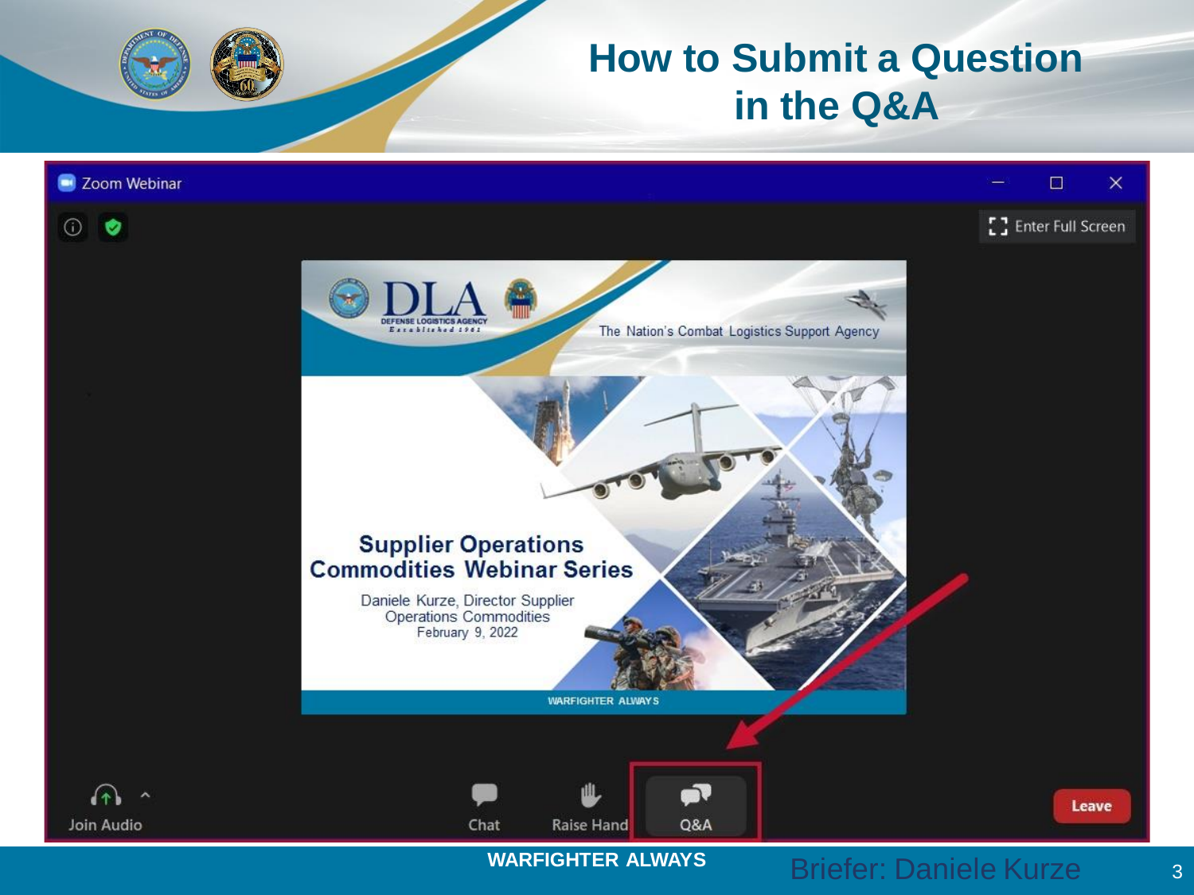# How to Submit a Question in the Q&A

Zoom Webinar

Enter Full Screen

The Nation's Combat Logistics Support Agency

**Supplier Operations Commodities Webinar Series**

Daniele Kurze, Director Supplier Operations Commodities
February 9, 2022

WARFIGHTER ALWAYS

Join Audio | Chat | Raise Hand | Q&A | Leave

Briefer: Daniele Kurze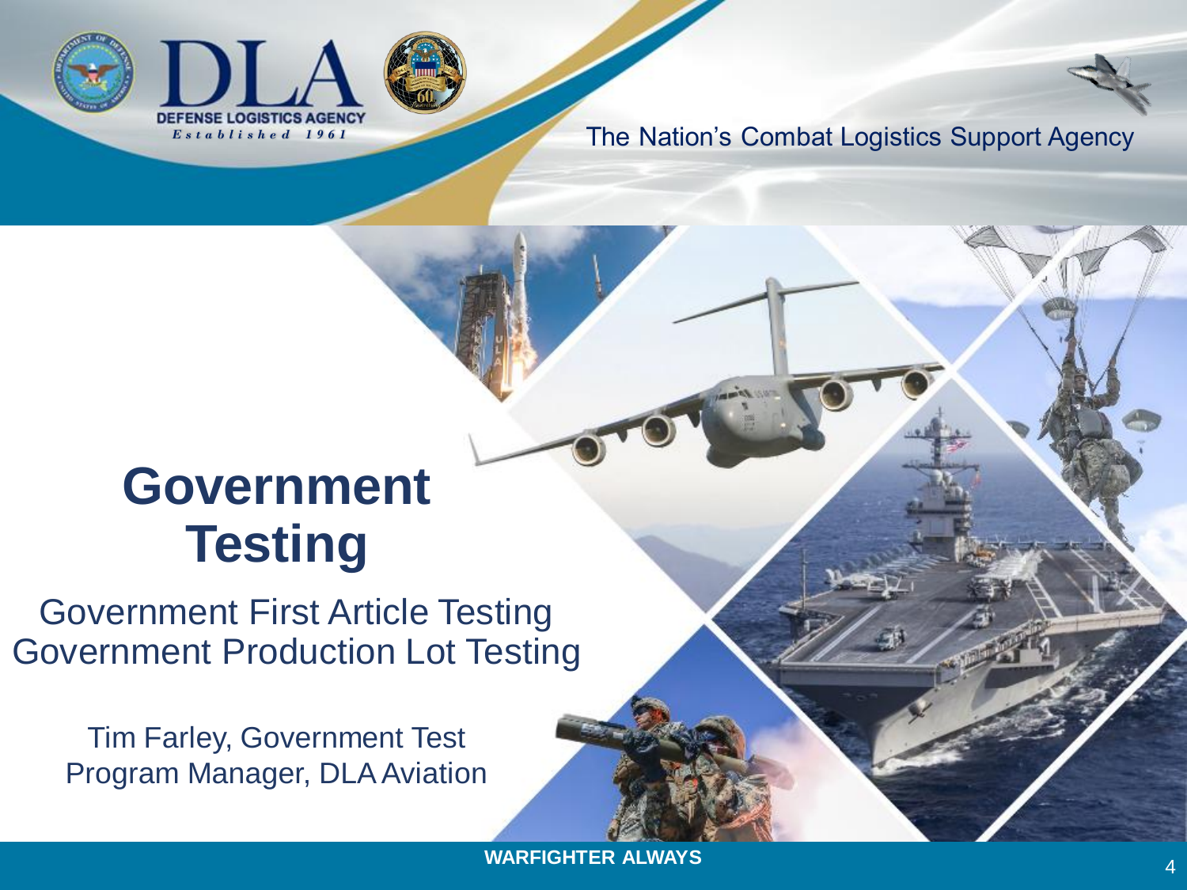# Government Testing

Government First Article Testing
Government Production Lot Testing

Tim Farley, Government Test Program Manager, DLA Aviation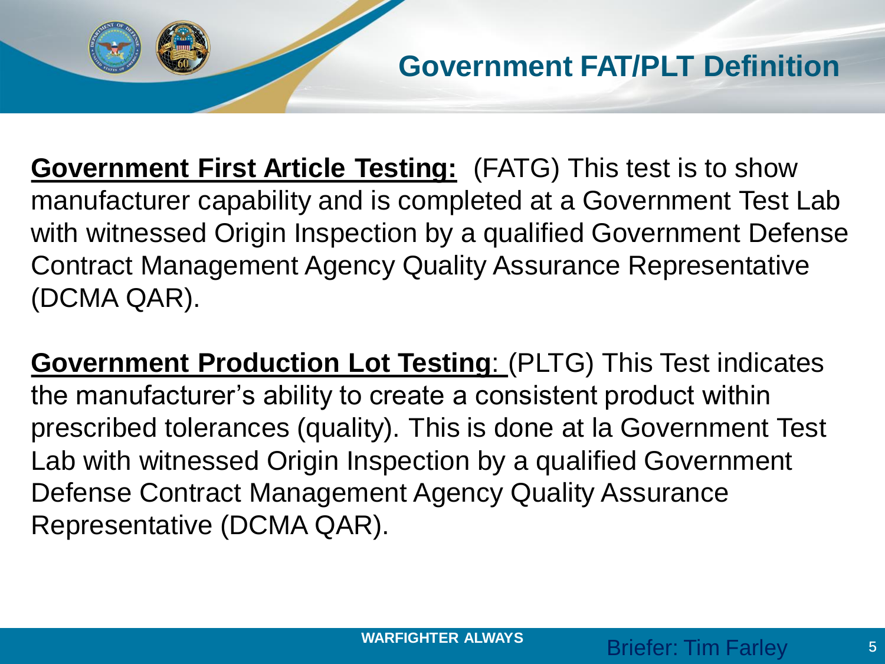# Government FAT/PLT Definition

**Government First Article Testing:** (FATG) This test is to show manufacturer capability and is completed at a Government Test Lab with witnessed Origin Inspection by a qualified Government Defense Contract Management Agency Quality Assurance Representative (DCMA QAR).

**Government Production Lot Testing:** (PLTG) This Test indicates the manufacturer's ability to create a consistent product within prescribed tolerances (quality). This is done at la Government Test Lab with witnessed Origin Inspection by a qualified Government Defense Contract Management Agency Quality Assurance Representative (DCMA QAR).

WARFIGHTER ALWAYS

Briefer: Tim Farley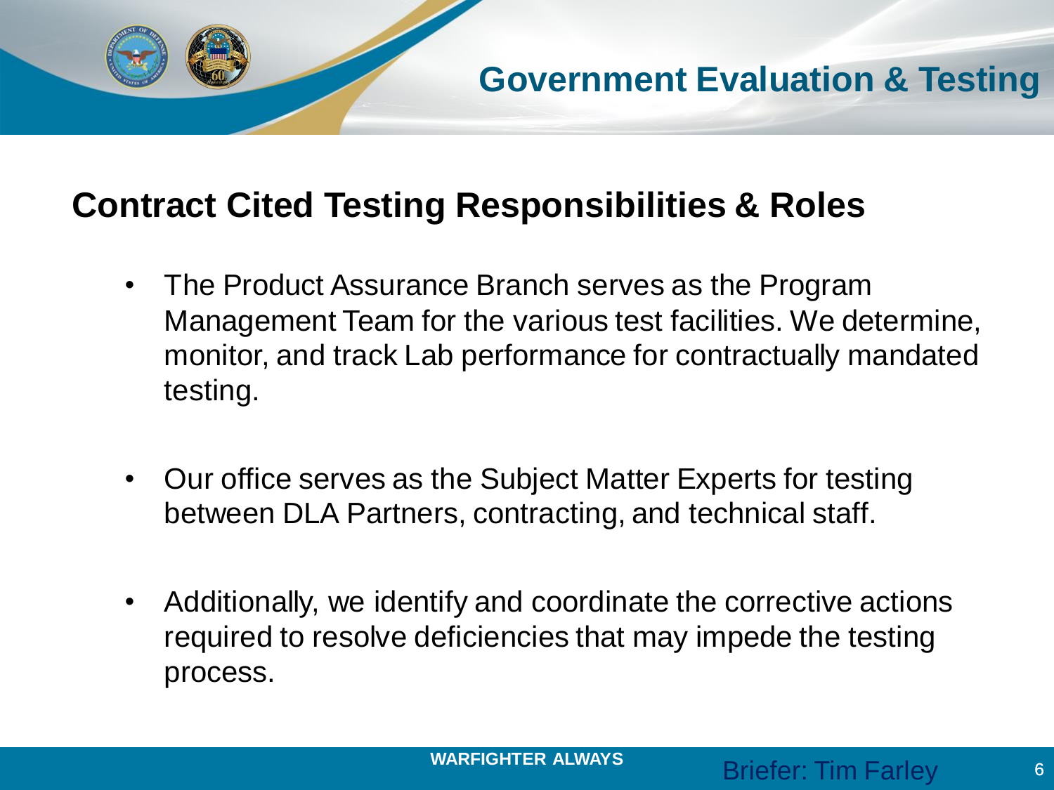# Government Evaluation & Testing

## Contract Cited Testing Responsibilities & Roles

- The Product Assurance Branch serves as the Program Management Team for the various test facilities. We determine, monitor, and track Lab performance for contractually mandated testing.
- Our office serves as the Subject Matter Experts for testing between DLA Partners, contracting, and technical staff.
- Additionally, we identify and coordinate the corrective actions required to resolve deficiencies that may impede the testing process.

Briefer: Tim Farley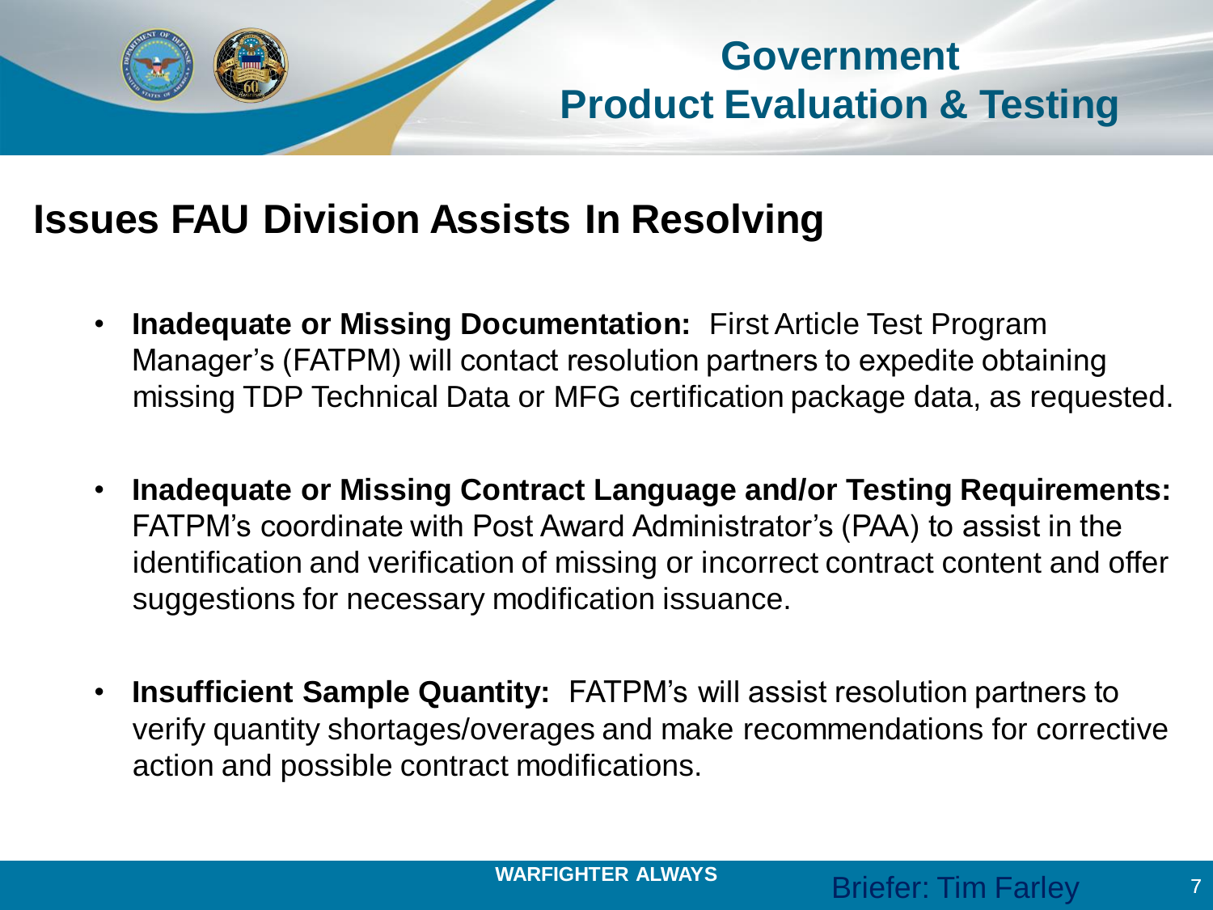# Government Product Evaluation & Testing

## Issues FAU Division Assists In Resolving

- **Inadequate or Missing Documentation:** First Article Test Program Manager's (FATPM) will contact resolution partners to expedite obtaining missing TDP Technical Data or MFG certification package data, as requested.

- **Inadequate or Missing Contract Language and/or Testing Requirements:** FATPM's coordinate with Post Award Administrator's (PAA) to assist in the identification and verification of missing or incorrect contract content and offer suggestions for necessary modification issuance.

- **Insufficient Sample Quantity:** FATPM's will assist resolution partners to verify quantity shortages/overages and make recommendations for corrective action and possible contract modifications.

WARFIGHTER ALWAYS

Briefer: Tim Farley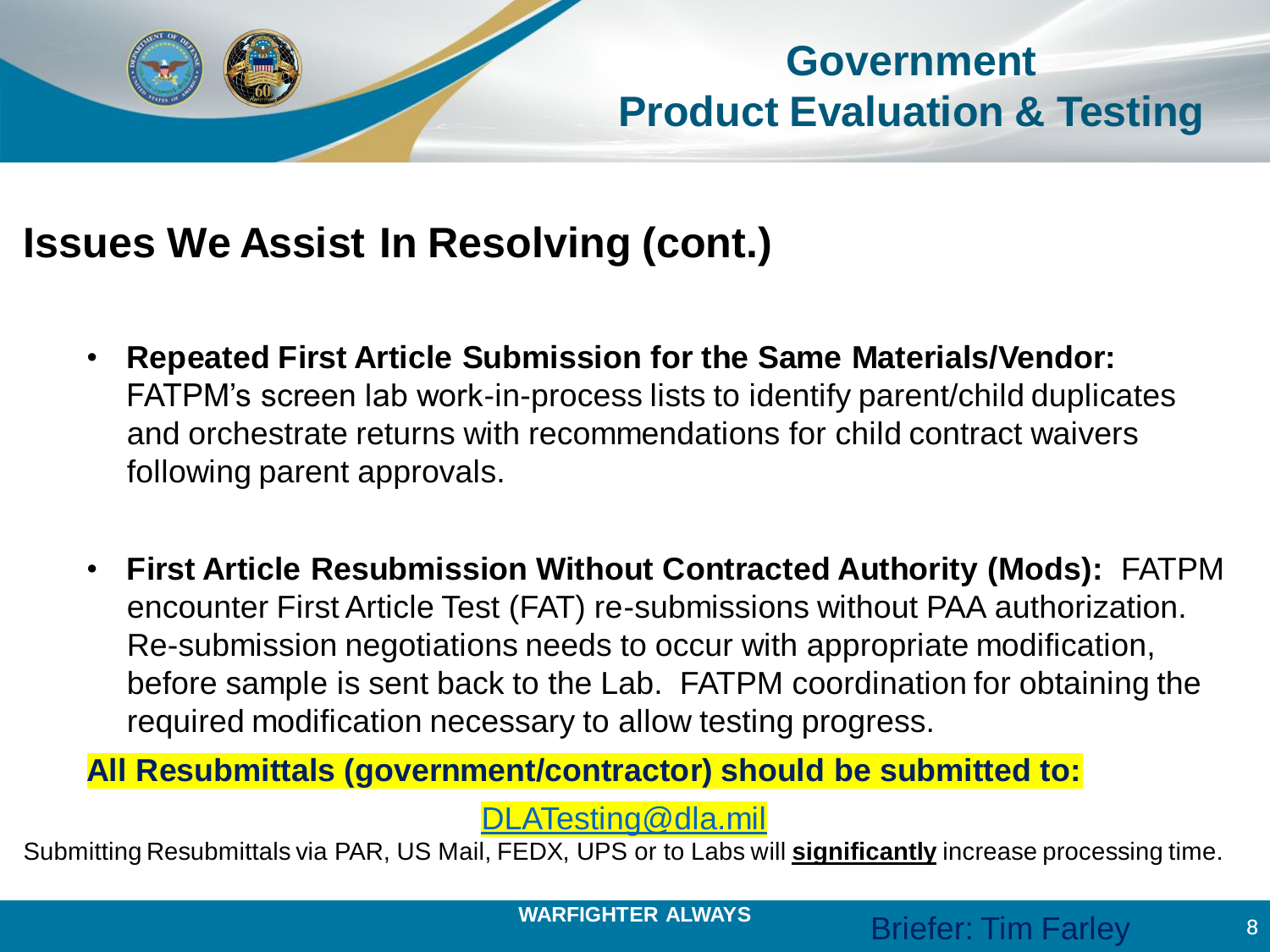# Government Product Evaluation & Testing

## Issues We Assist In Resolving (cont.)

- **Repeated First Article Submission for the Same Materials/Vendor:** FATPM's screen lab work-in-process lists to identify parent/child duplicates and orchestrate returns with recommendations for child contract waivers following parent approvals.

- **First Article Resubmission Without Contracted Authority (Mods):** FATPM encounter First Article Test (FAT) re-submissions without PAA authorization. Re-submission negotiations needs to occur with appropriate modification, before sample is sent back to the Lab. FATPM coordination for obtaining the required modification necessary to allow testing progress.

**All Resubmittals (government/contractor) should be submitted to:**

DLATesting@dla.mil

Submitting Resubmittals via PAR, US Mail, FEDX, UPS or to Labs will **significantly** increase processing time.

**WARFIGHTER ALWAYS**

Briefer: Tim Farley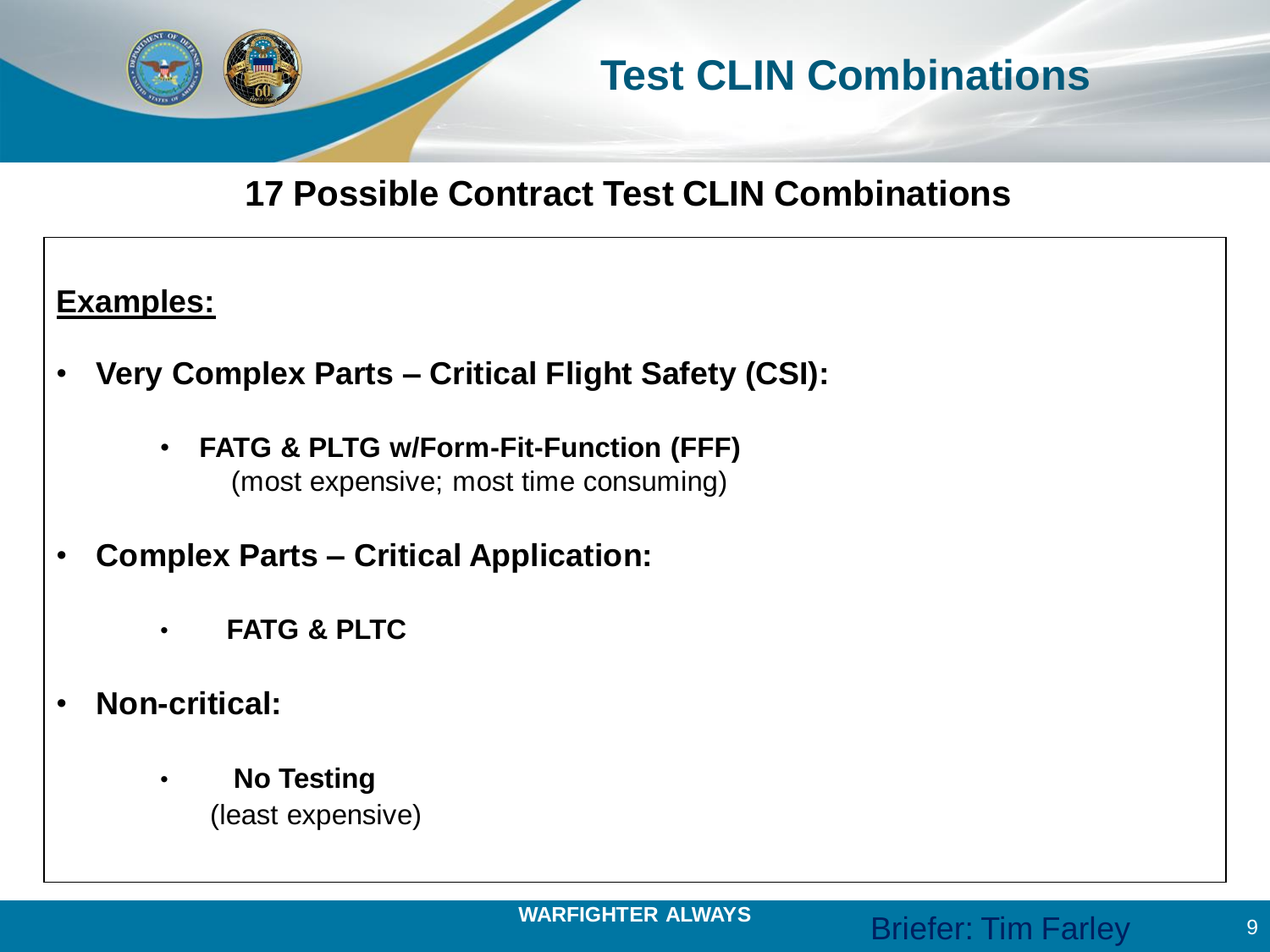# Test CLIN Combinations

## 17 Possible Contract Test CLIN Combinations

**Examples:**

- **Very Complex Parts – Critical Flight Safety (CSI):**
  - **FATG & PLTG w/Form-Fit-Function (FFF)**
    (most expensive; most time consuming)
- **Complex Parts – Critical Application:**
  - **FATG & PLTC**
- **Non-critical:**
  - **No Testing**
    (least expensive)

**WARFIGHTER ALWAYS**

Briefer: Tim Farley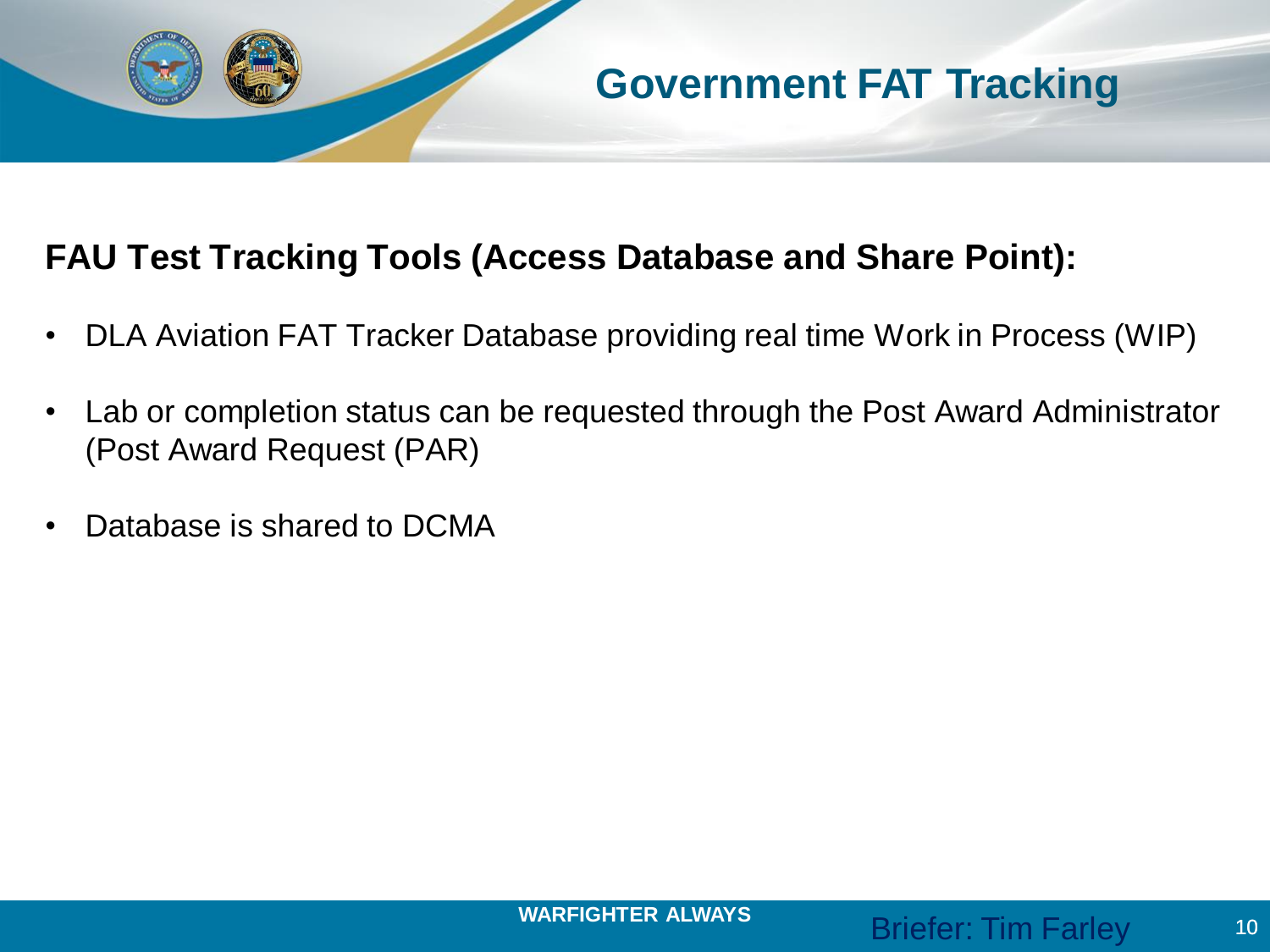# Government FAT Tracking

**FAU Test Tracking Tools (Access Database and Share Point):**

- DLA Aviation FAT Tracker Database providing real time Work in Process (WIP)
- Lab or completion status can be requested through the Post Award Administrator (Post Award Request (PAR)
- Database is shared to DCMA

Briefer: Tim Farley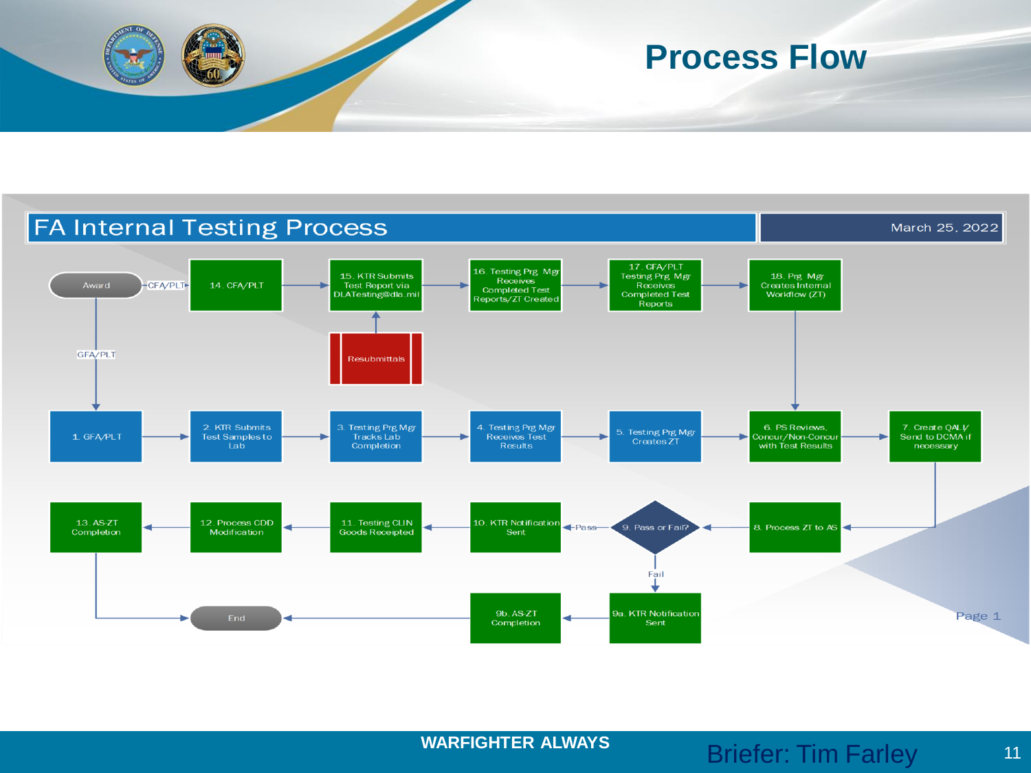# Process Flow

## FA Internal Testing Process

March 25, 2022

- Award → (CFA/PLT) → 14. CFA/PLT → 15. KTR Submits Test Report via DLATesting@dla.mil → 16. Testing Prg Mgr Receives Completed Test Reports/ZT Created → 17. CFA/PLT Testing Prg Mgr Receives Completed Test Reports → 18. Prg Mgr Creates Internal Workflow (ZT) → 6. PS Reviews, Concur/Non-Concur with Test Results
- Resubmittals → 15. KTR Submits Test Report via DLATesting@dla.mil
- Award → (GFA/PLT) → 1. GFA/PLT → 2. KTR Submits Test Samples to Lab → 3. Testing Prg Mgr Tracks Lab Completion → 4. Testing Prg Mgr Receives Test Results → 5. Testing Prg Mgr Creates ZT → 6. PS Reviews, Concur/Non-Concur with Test Results → 7. Create QALI/ Send to DCMA if necessary → 8. Process ZT to AS → 9. Pass or Fail?
- 9. Pass or Fail? → (Pass) → 10. KTR Notification Sent → 11. Testing CLIN Goods Receipted → 12. Process CDD Modification → 13. AS-ZT Completion → End
- 9. Pass or Fail? → (Fail) → 9a. KTR Notification Sent → 9b. AS-ZT Completion → End

Page 1

WARFIGHTER ALWAYS

Briefer: Tim Farley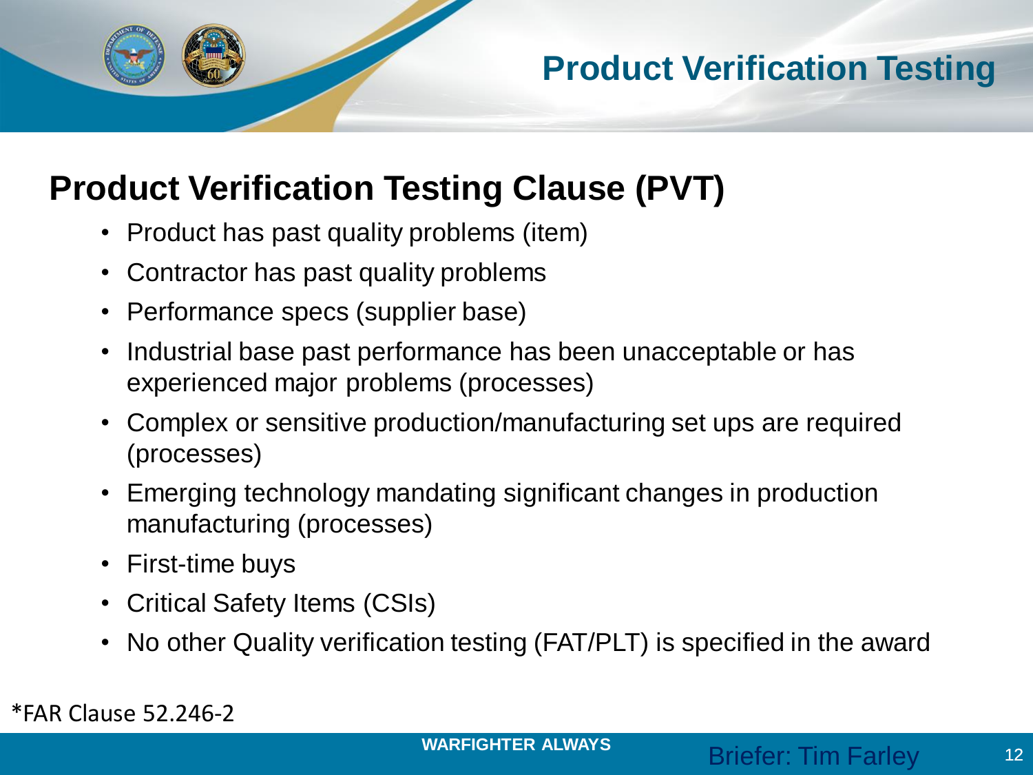# Product Verification Testing

## Product Verification Testing Clause (PVT)

- Product has past quality problems (item)
- Contractor has past quality problems
- Performance specs (supplier base)
- Industrial base past performance has been unacceptable or has experienced major problems (processes)
- Complex or sensitive production/manufacturing set ups are required (processes)
- Emerging technology mandating significant changes in production manufacturing (processes)
- First-time buys
- Critical Safety Items (CSIs)
- No other Quality verification testing (FAT/PLT) is specified in the award

*FAR Clause 52.246-2

WARFIGHTER ALWAYS

Briefer: Tim Farley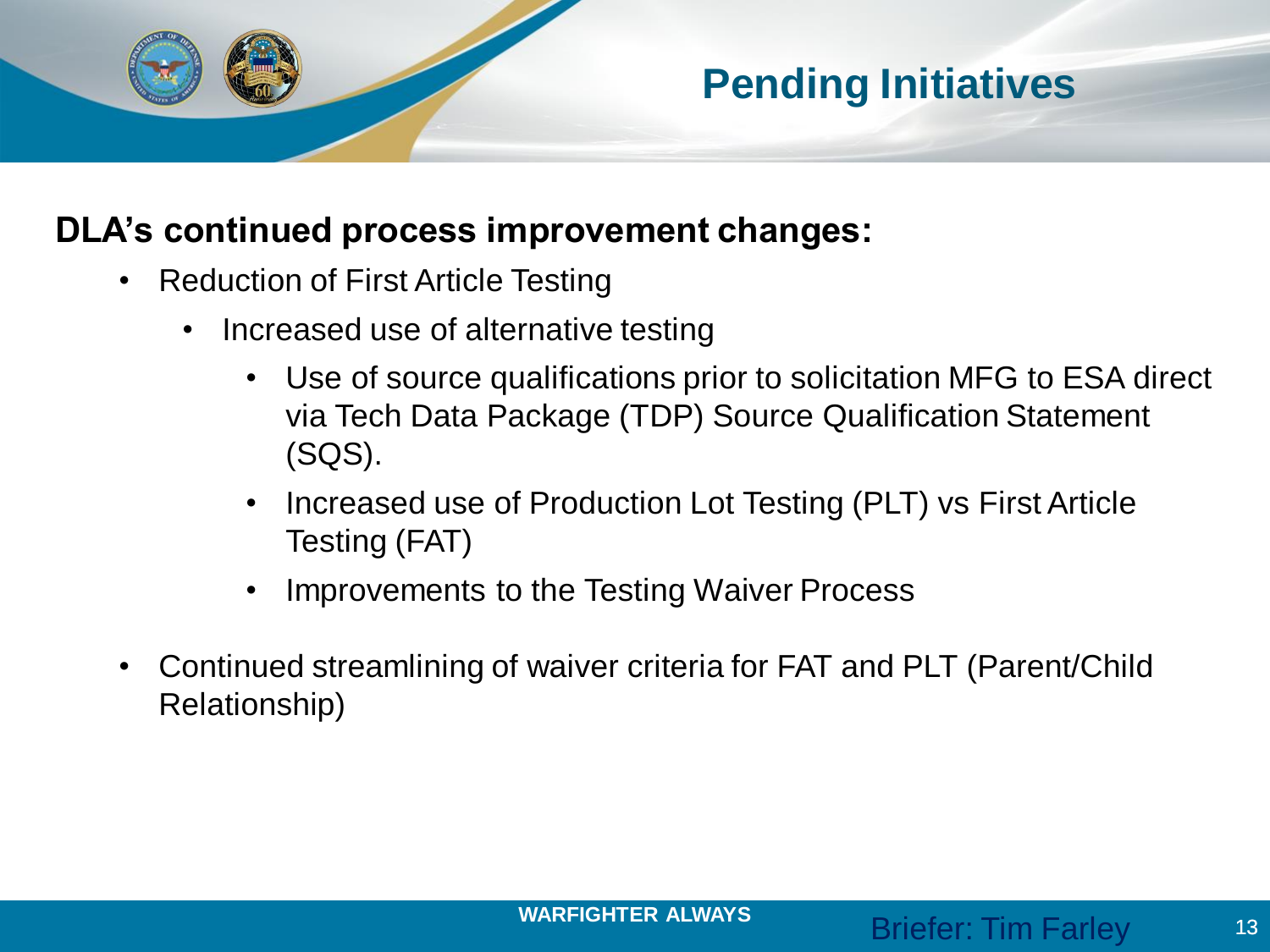# Pending Initiatives

**DLA's continued process improvement changes:**

- Reduction of First Article Testing
  - Increased use of alternative testing
    - Use of source qualifications prior to solicitation MFG to ESA direct via Tech Data Package (TDP) Source Qualification Statement (SQS).
    - Increased use of Production Lot Testing (PLT) vs First Article Testing (FAT)
    - Improvements to the Testing Waiver Process
- Continued streamlining of waiver criteria for FAT and PLT (Parent/Child Relationship)

Briefer: Tim Farley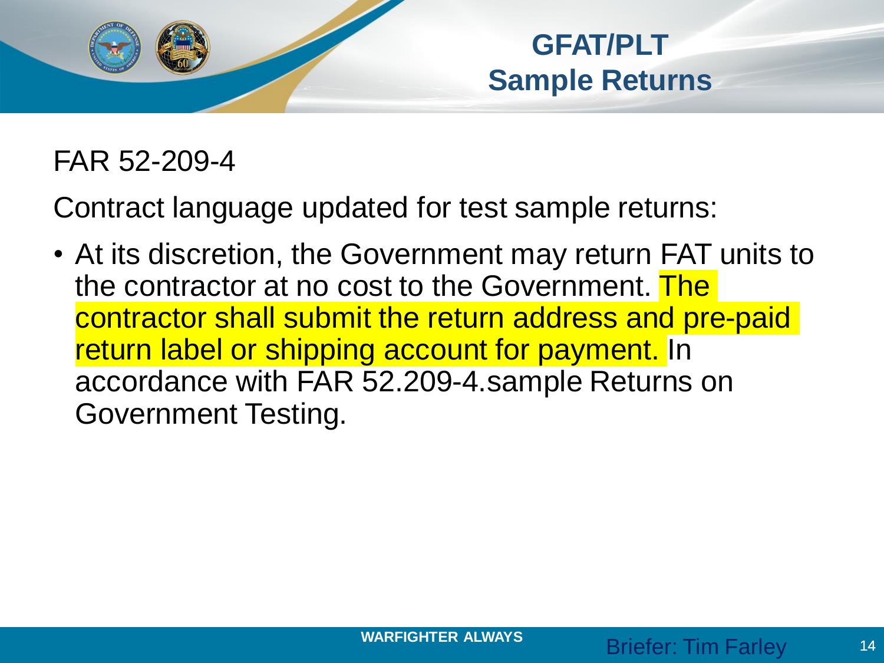# GFAT/PLT Sample Returns

FAR 52-209-4

Contract language updated for test sample returns:

- At its discretion, the Government may return FAT units to the contractor at no cost to the Government. The contractor shall submit the return address and pre-paid return label or shipping account for payment. In accordance with FAR 52.209-4.sample Returns on Government Testing.

WARFIGHTER ALWAYS

Briefer: Tim Farley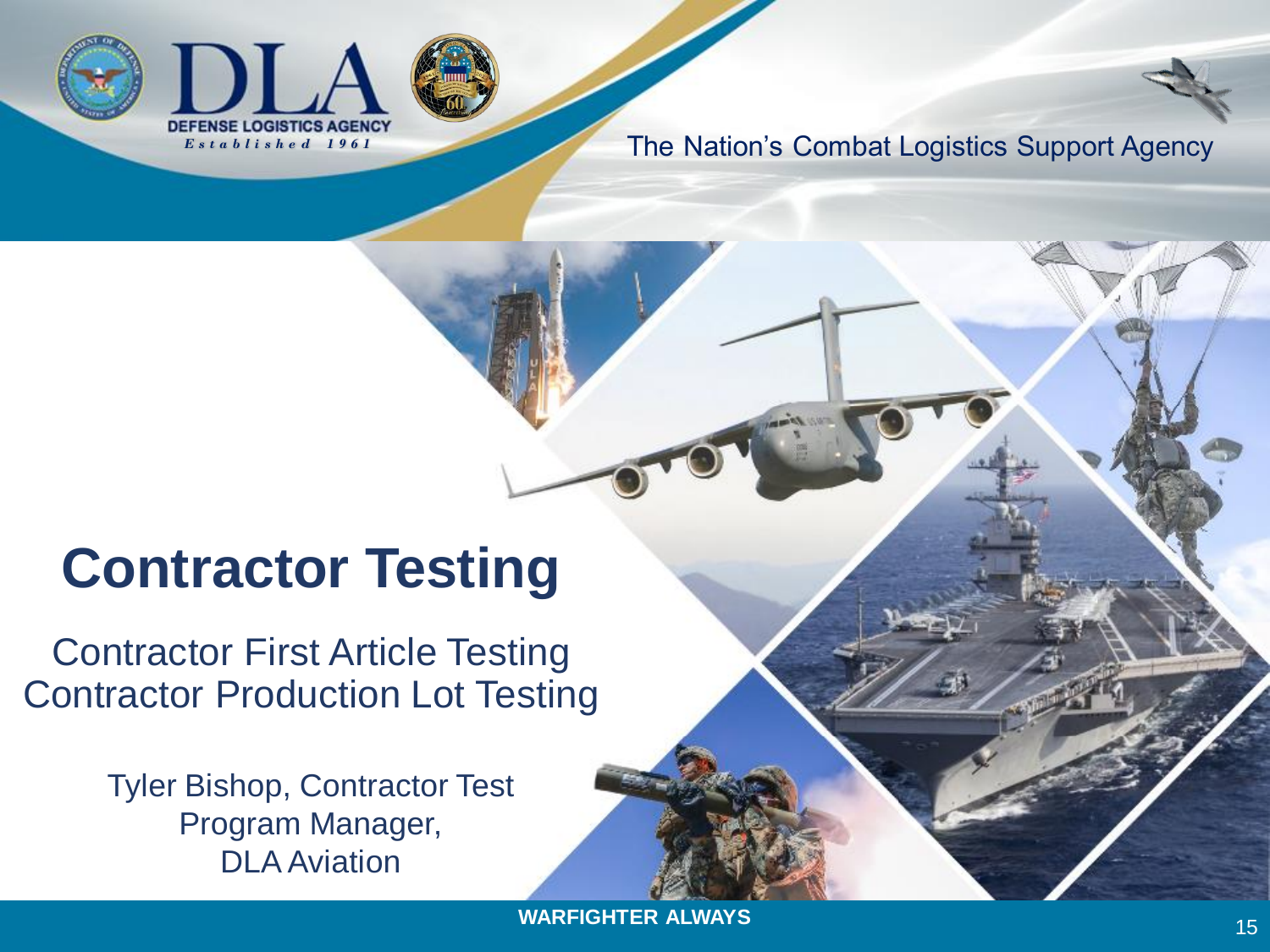# Contractor Testing

Contractor First Article Testing
Contractor Production Lot Testing

Tyler Bishop, Contractor Test Program Manager, DLA Aviation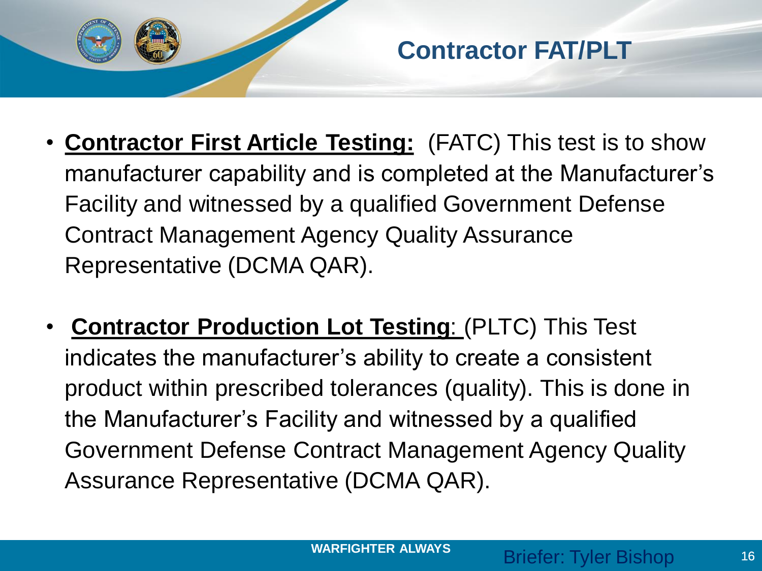# Contractor FAT/PLT

- **Contractor First Article Testing:** (FATC) This test is to show manufacturer capability and is completed at the Manufacturer's Facility and witnessed by a qualified Government Defense Contract Management Agency Quality Assurance Representative (DCMA QAR).

- **Contractor Production Lot Testing**: (PLTC) This Test indicates the manufacturer's ability to create a consistent product within prescribed tolerances (quality). This is done in the Manufacturer's Facility and witnessed by a qualified Government Defense Contract Management Agency Quality Assurance Representative (DCMA QAR).

WARFIGHTER ALWAYS

Briefer: Tyler Bishop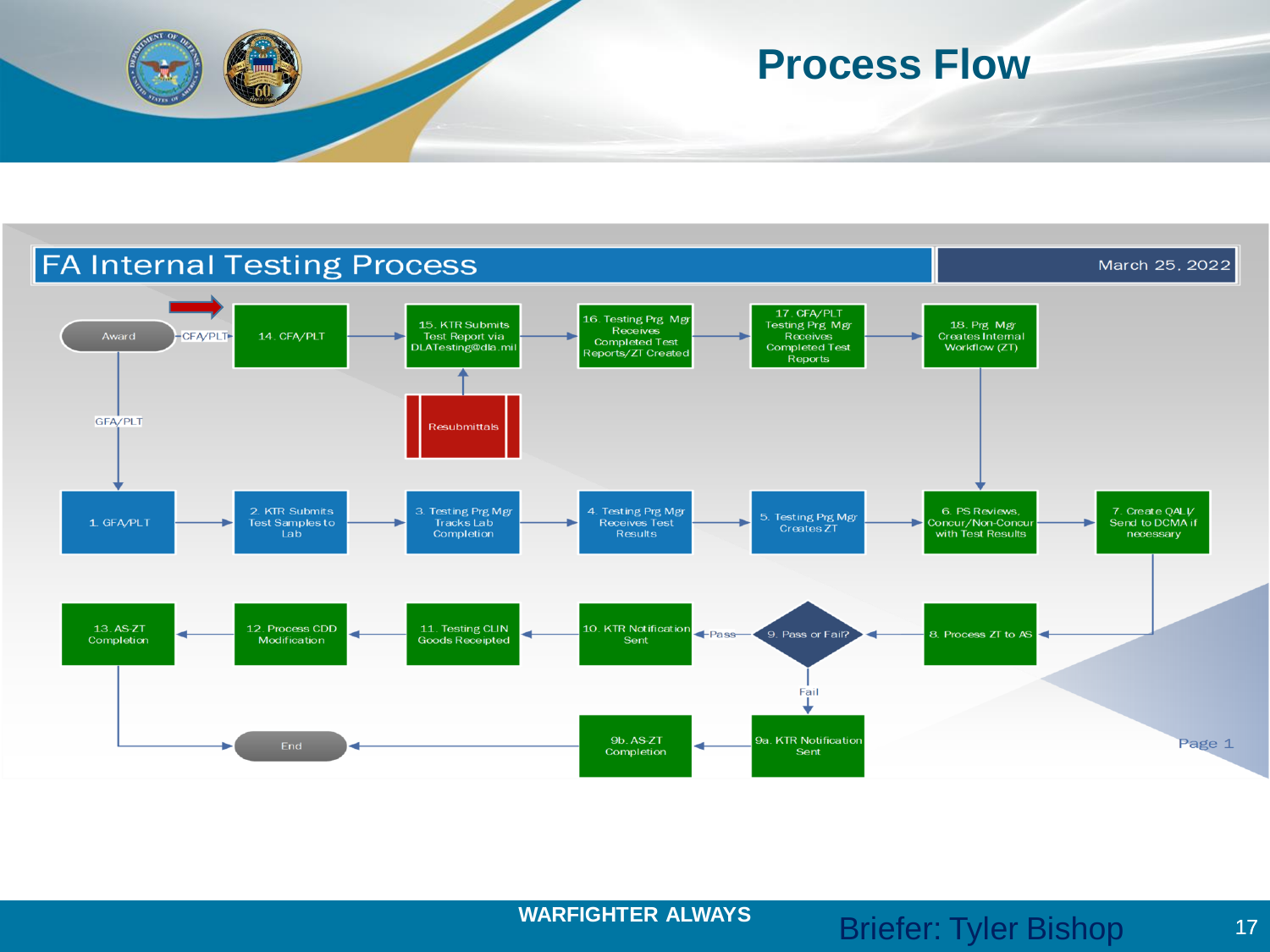# Process Flow

## FA Internal Testing Process

March 25, 2022

- Award → (CFA/PLT) → 14. CFA/PLT
- 14. CFA/PLT → 15. KTR Submits Test Report via DLATesting@dla.mil
- Resubmittals → 15. KTR Submits Test Report via DLATesting@dla.mil
- 15. KTR Submits Test Report via DLATesting@dla.mil → 16. Testing Prg Mgr Receives Completed Test Reports/ZT Created
- 16. Testing Prg Mgr Receives Completed Test Reports/ZT Created → 17. CFA/PLT Testing Prg Mgr Receives Completed Test Reports
- 17. CFA/PLT Testing Prg Mgr Receives Completed Test Reports → 18. Prg Mgr Creates Internal Workflow (ZT)
- 18. Prg Mgr Creates Internal Workflow (ZT) → 6. PS Reviews, Concur/Non-Concur with Test Results
- Award → (GFA/PLT) → 1. GFA/PLT
- 1. GFA/PLT → 2. KTR Submits Test Samples to Lab
- 2. KTR Submits Test Samples to Lab → 3. Testing Prg Mgr Tracks Lab Completion
- 3. Testing Prg Mgr Tracks Lab Completion → 4. Testing Prg Mgr Receives Test Results
- 4. Testing Prg Mgr Receives Test Results → 5. Testing Prg Mgr Creates ZT
- 5. Testing Prg Mgr Creates ZT → 6. PS Reviews, Concur/Non-Concur with Test Results
- 6. PS Reviews, Concur/Non-Concur with Test Results → 7. Create QALI/ Send to DCMA if necessary
- 7. Create QALI/ Send to DCMA if necessary → 8. Process ZT to AS
- 8. Process ZT to AS → 9. Pass or Fail?
- 9. Pass or Fail? → (Pass) → 10. KTR Notification Sent
- 10. KTR Notification Sent → 11. Testing CLIN Goods Receipted
- 11. Testing CLIN Goods Receipted → 12. Process CDD Modification
- 12. Process CDD Modification → 13. AS-ZT Completion
- 13. AS-ZT Completion → End
- 9. Pass or Fail? → (Fail) → 9a. KTR Notification Sent
- 9a. KTR Notification Sent → 9b. AS-ZT Completion
- 9b. AS-ZT Completion → End

Page 1

WARFIGHTER ALWAYS

Briefer: Tyler Bishop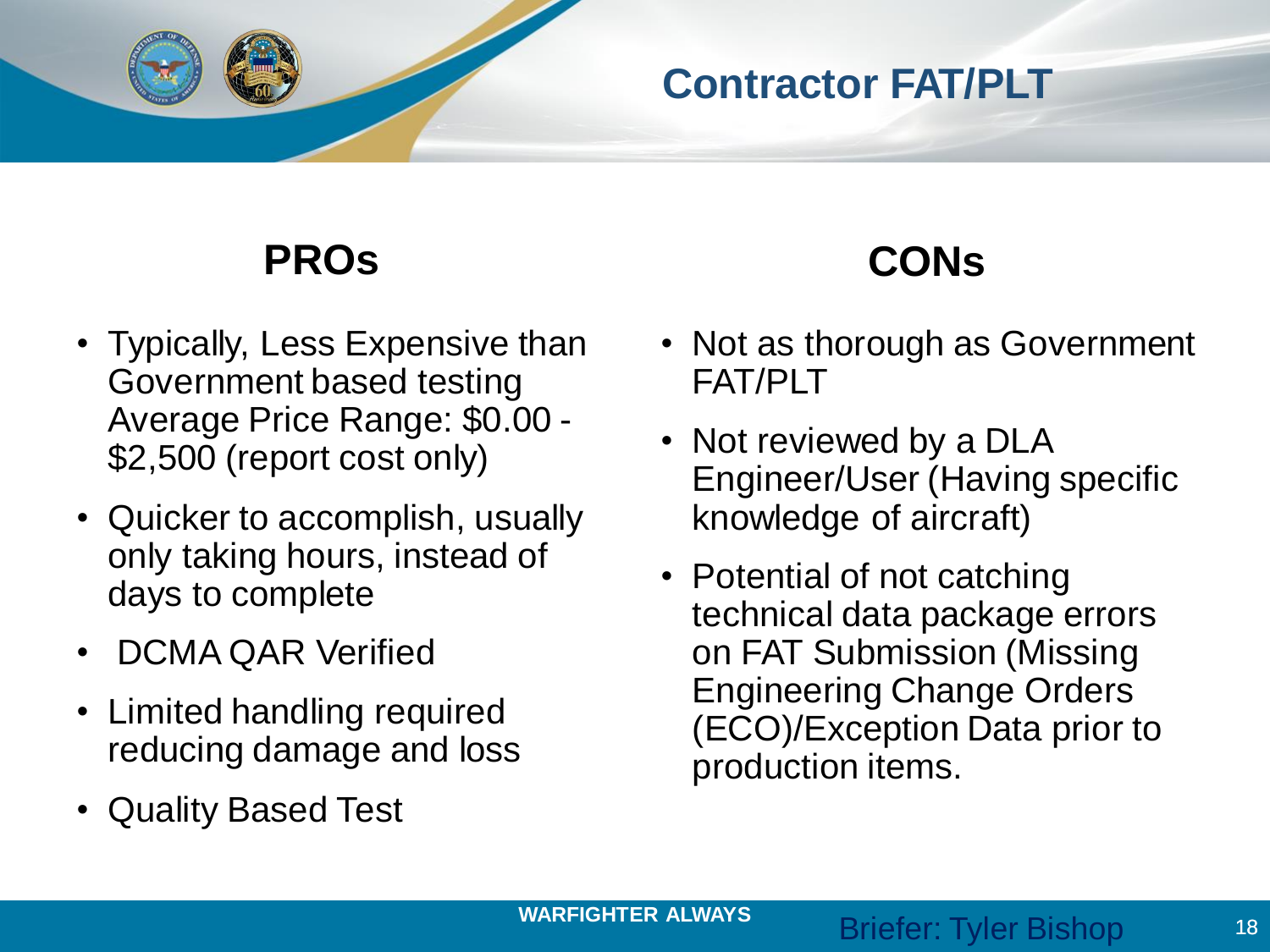# Contractor FAT/PLT

## PROs

- Typically, Less Expensive than Government based testing Average Price Range: $0.00 - $2,500 (report cost only)
- Quicker to accomplish, usually only taking hours, instead of days to complete
- DCMA QAR Verified
- Limited handling required reducing damage and loss
- Quality Based Test

## CONs

- Not as thorough as Government FAT/PLT
- Not reviewed by a DLA Engineer/User (Having specific knowledge of aircraft)
- Potential of not catching technical data package errors on FAT Submission (Missing Engineering Change Orders (ECO)/Exception Data prior to production items.

Briefer: Tyler Bishop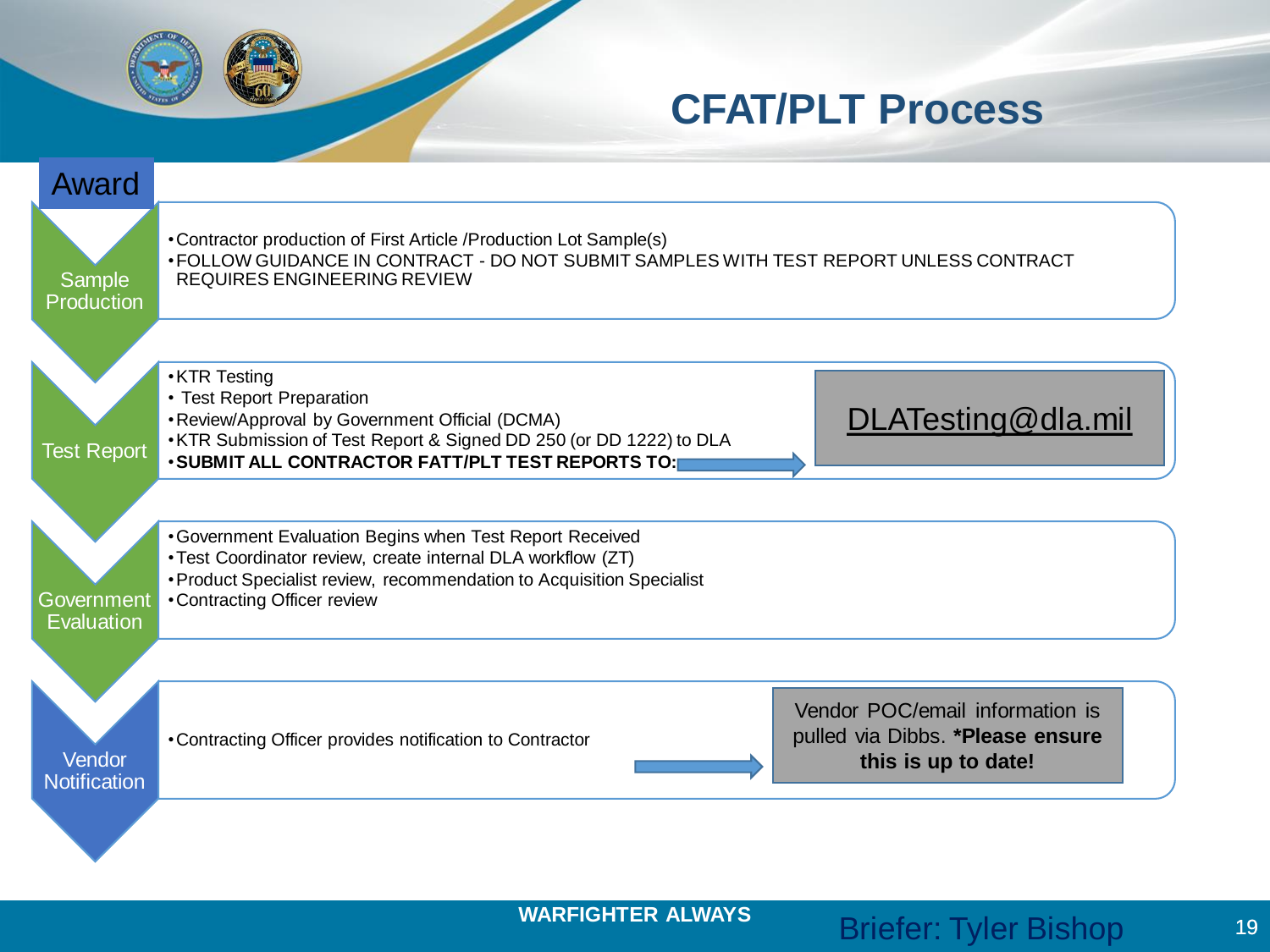# CFAT/PLT Process

## Award

### Sample Production

- Contractor production of First Article /Production Lot Sample(s)
- FOLLOW GUIDANCE IN CONTRACT - DO NOT SUBMIT SAMPLES WITH TEST REPORT UNLESS CONTRACT REQUIRES ENGINEERING REVIEW

### Test Report

- KTR Testing
- Test Report Preparation
- Review/Approval by Government Official (DCMA)
- KTR Submission of Test Report & Signed DD 250 (or DD 1222) to DLA
- **SUBMIT ALL CONTRACTOR FATT/PLT TEST REPORTS TO:** → DLATesting@dla.mil

### Government Evaluation

- Government Evaluation Begins when Test Report Received
- Test Coordinator review, create internal DLA workflow (ZT)
- Product Specialist review, recommendation to Acquisition Specialist
- Contracting Officer review

### Vendor Notification

- Contracting Officer provides notification to Contractor → Vendor POC/email information is pulled via Dibbs. ***Please ensure this is up to date!**

**WARFIGHTER ALWAYS**

Briefer: Tyler Bishop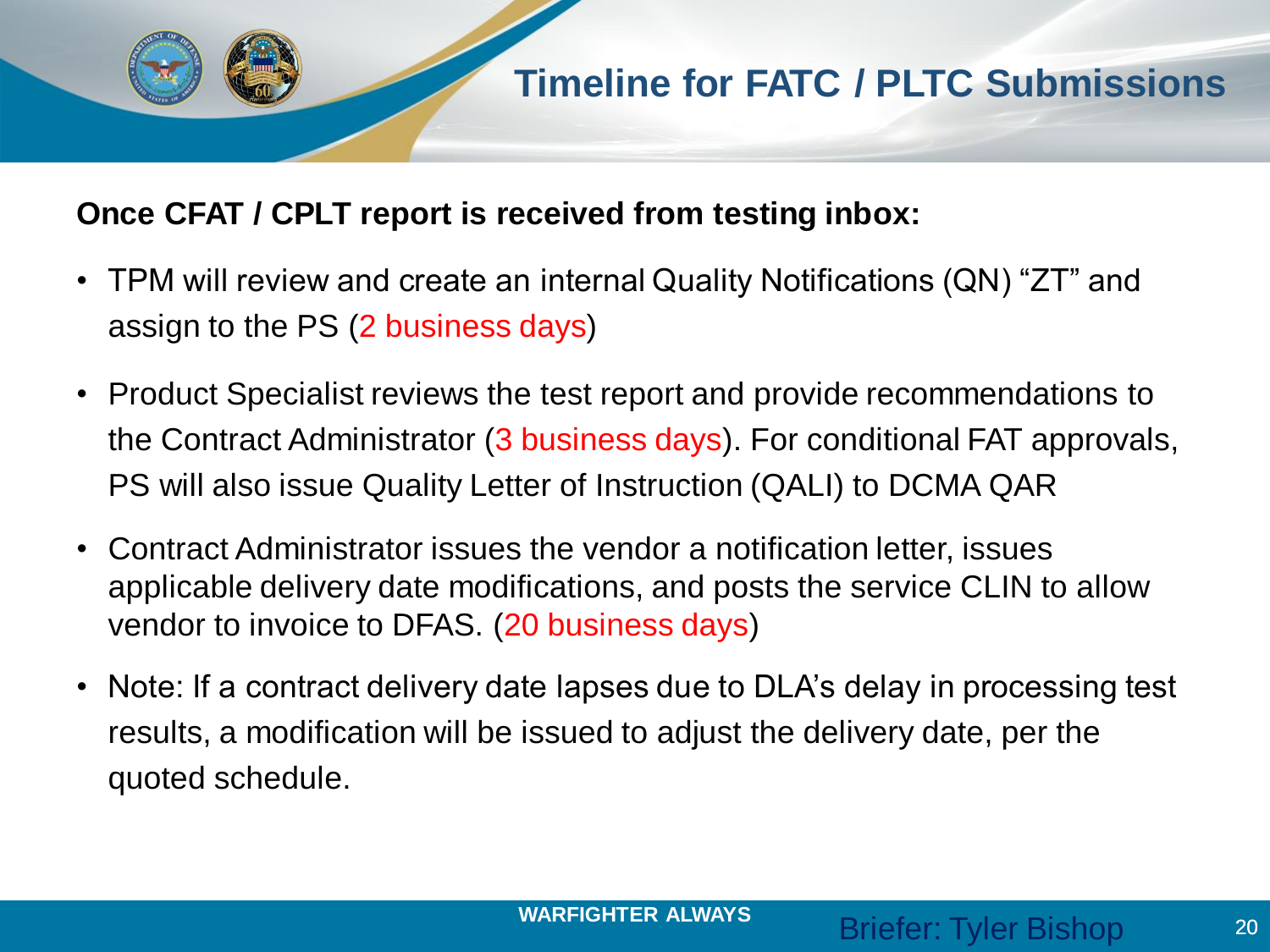# Timeline for FATC / PLTC Submissions

**Once CFAT / CPLT report is received from testing inbox:**

- TPM will review and create an internal Quality Notifications (QN) “ZT” and assign to the PS (2 business days)
- Product Specialist reviews the test report and provide recommendations to the Contract Administrator (3 business days). For conditional FAT approvals, PS will also issue Quality Letter of Instruction (QALI) to DCMA QAR
- Contract Administrator issues the vendor a notification letter, issues applicable delivery date modifications, and posts the service CLIN to allow vendor to invoice to DFAS. (20 business days)
- Note: If a contract delivery date lapses due to DLA’s delay in processing test results, a modification will be issued to adjust the delivery date, per the quoted schedule.

WARFIGHTER ALWAYS

Briefer: Tyler Bishop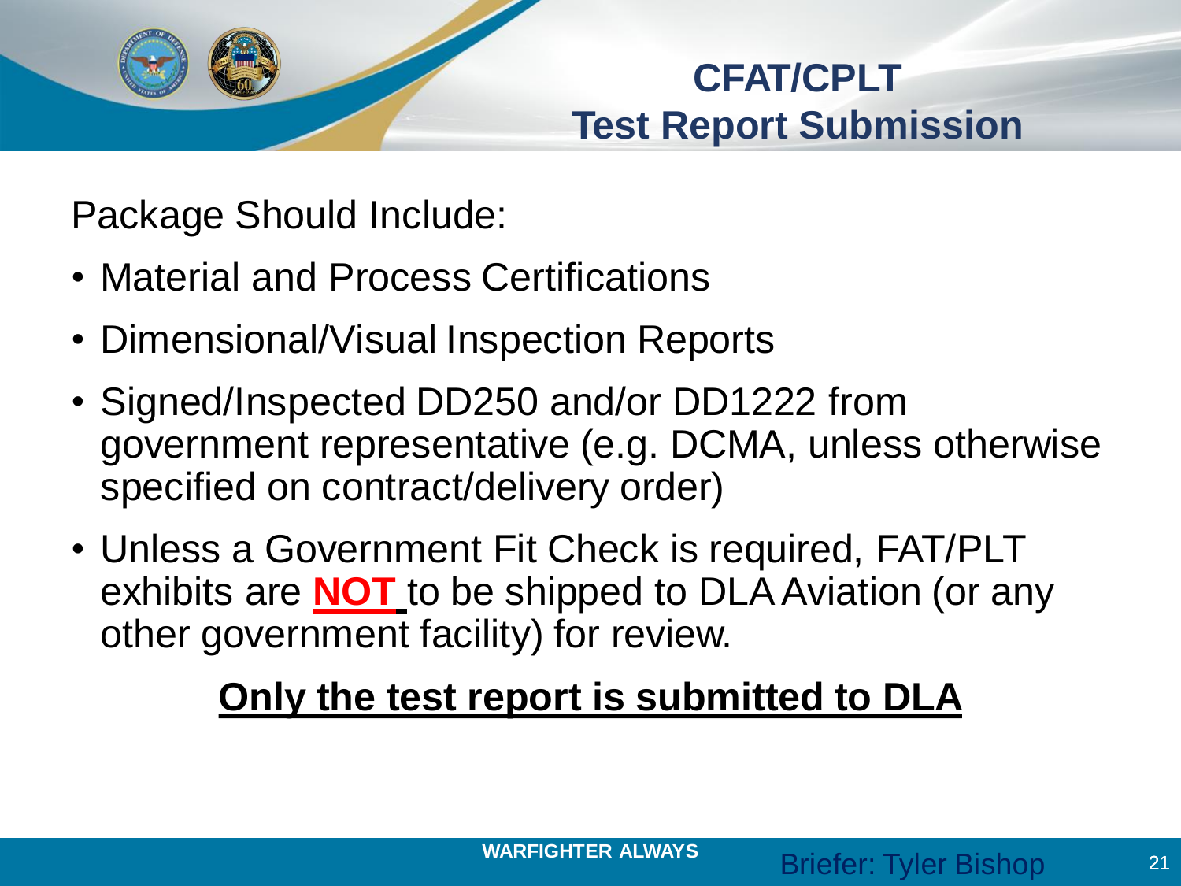# CFAT/CPLT Test Report Submission

Package Should Include:

- Material and Process Certifications
- Dimensional/Visual Inspection Reports
- Signed/Inspected DD250 and/or DD1222 from government representative (e.g. DCMA, unless otherwise specified on contract/delivery order)
- Unless a Government Fit Check is required, FAT/PLT exhibits are **NOT** to be shipped to DLA Aviation (or any other government facility) for review.

**Only the test report is submitted to DLA**

WARFIGHTER ALWAYS

Briefer: Tyler Bishop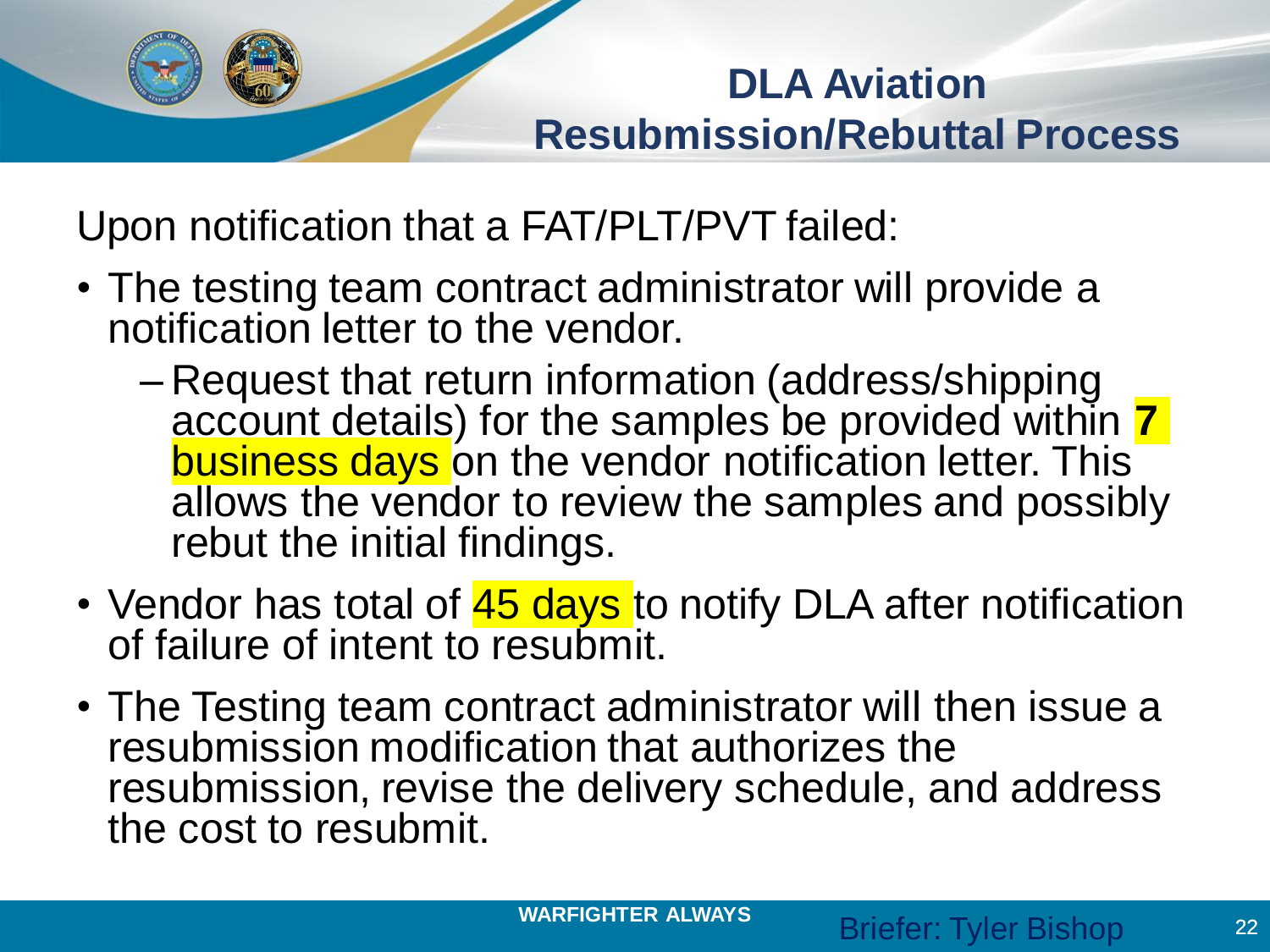## DLA Aviation Resubmission/Rebuttal Process

Upon notification that a FAT/PLT/PVT failed:

- The testing team contract administrator will provide a notification letter to the vendor.
  - Request that return information (address/shipping account details) for the samples be provided within **7** business days on the vendor notification letter. This allows the vendor to review the samples and possibly rebut the initial findings.
- Vendor has total of 45 days to notify DLA after notification of failure of intent to resubmit.
- The Testing team contract administrator will then issue a resubmission modification that authorizes the resubmission, revise the delivery schedule, and address the cost to resubmit.

**WARFIGHTER ALWAYS**

Briefer: Tyler Bishop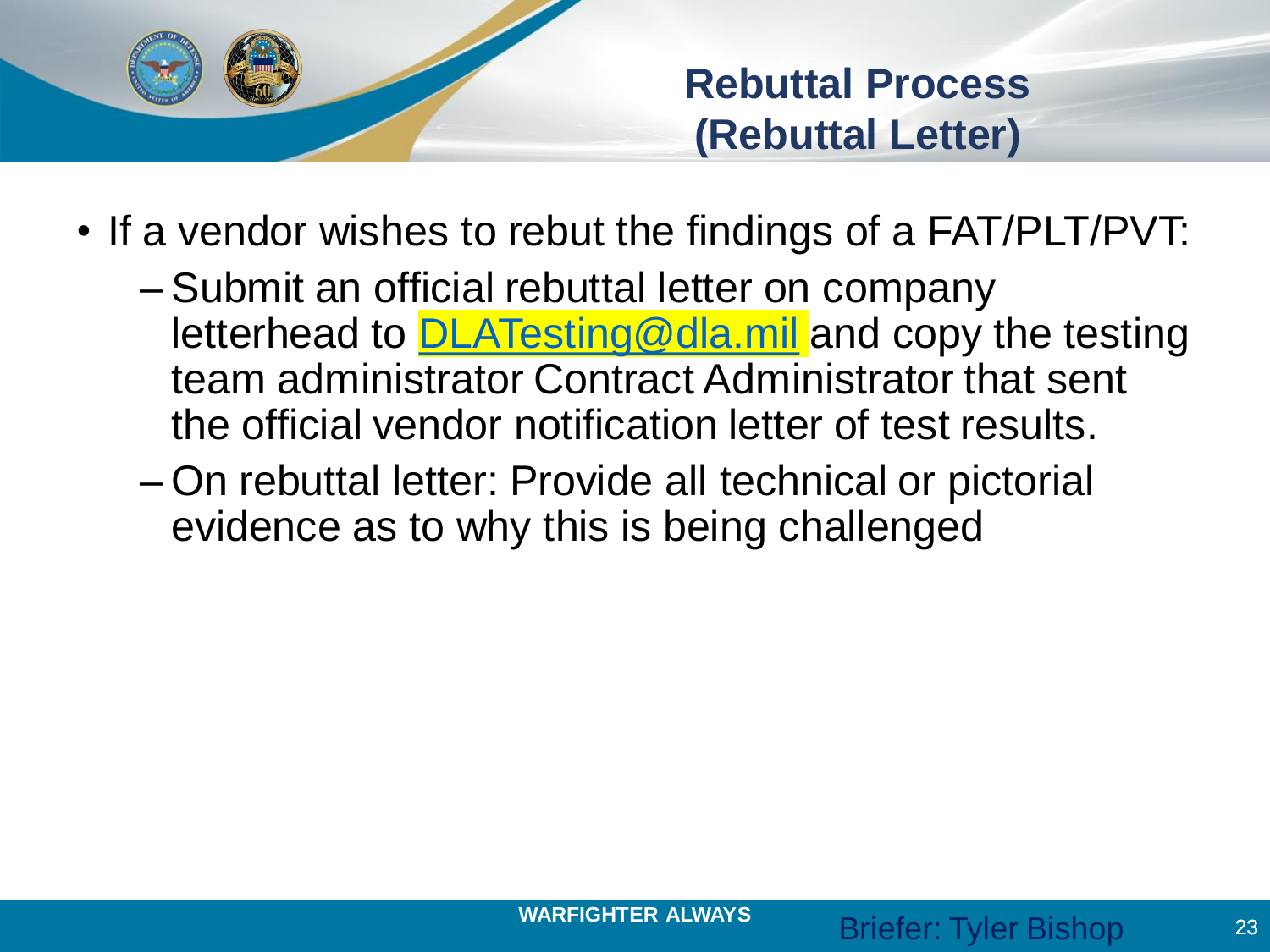# Rebuttal Process (Rebuttal Letter)

- If a vendor wishes to rebut the findings of a FAT/PLT/PVT:
  - Submit an official rebuttal letter on company letterhead to DLATesting@dla.mil and copy the testing team administrator Contract Administrator that sent the official vendor notification letter of test results.
  - On rebuttal letter: Provide all technical or pictorial evidence as to why this is being challenged

WARFIGHTER ALWAYS

Briefer: Tyler Bishop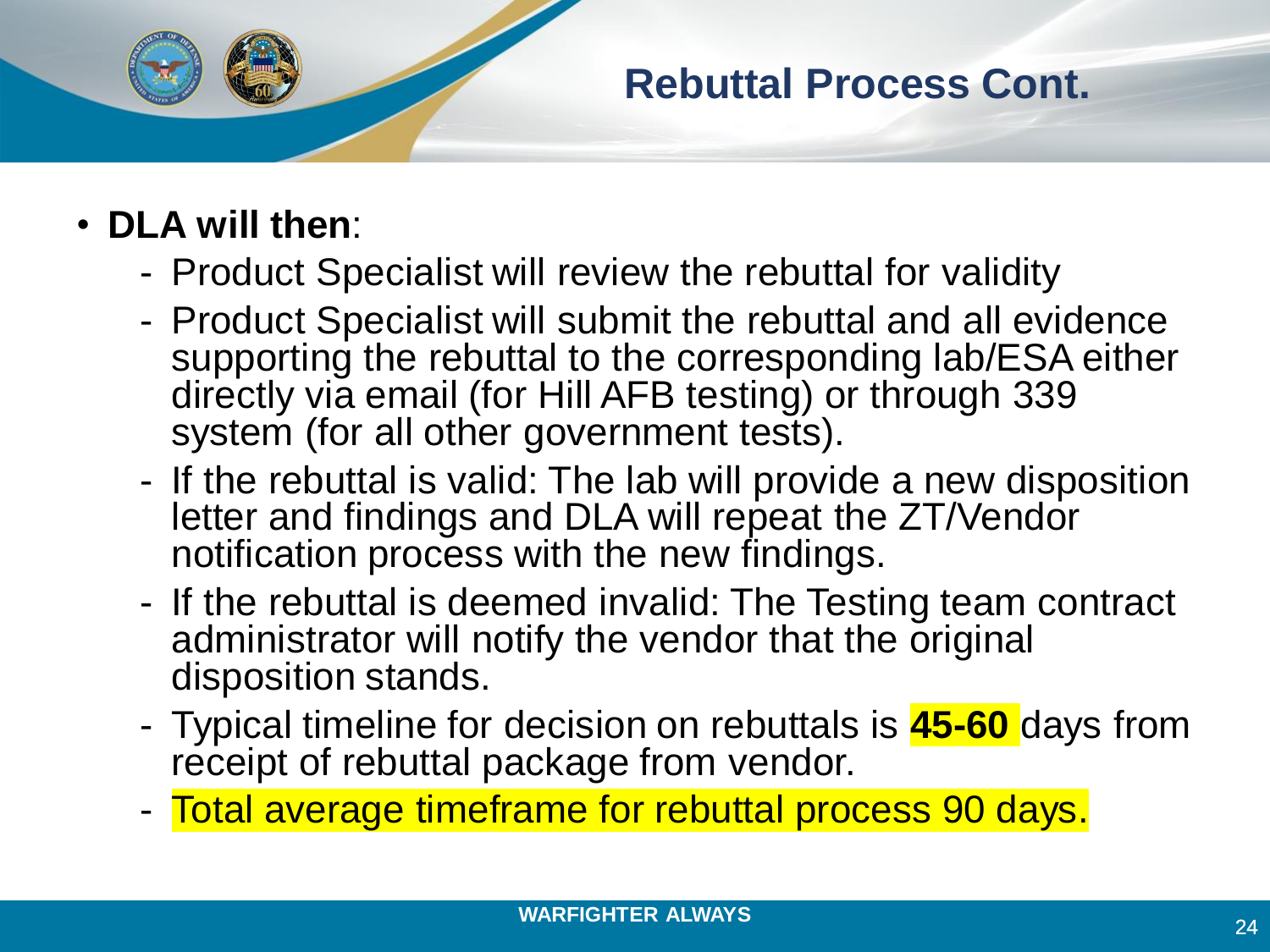## Rebuttal Process Cont.

- **DLA will then**:
  - Product Specialist will review the rebuttal for validity
  - Product Specialist will submit the rebuttal and all evidence supporting the rebuttal to the corresponding lab/ESA either directly via email (for Hill AFB testing) or through 339 system (for all other government tests).
  - If the rebuttal is valid: The lab will provide a new disposition letter and findings and DLA will repeat the ZT/Vendor notification process with the new findings.
  - If the rebuttal is deemed invalid: The Testing team contract administrator will notify the vendor that the original disposition stands.
  - Typical timeline for decision on rebuttals is **45-60** days from receipt of rebuttal package from vendor.
  - Total average timeframe for rebuttal process 90 days.

WARFIGHTER ALWAYS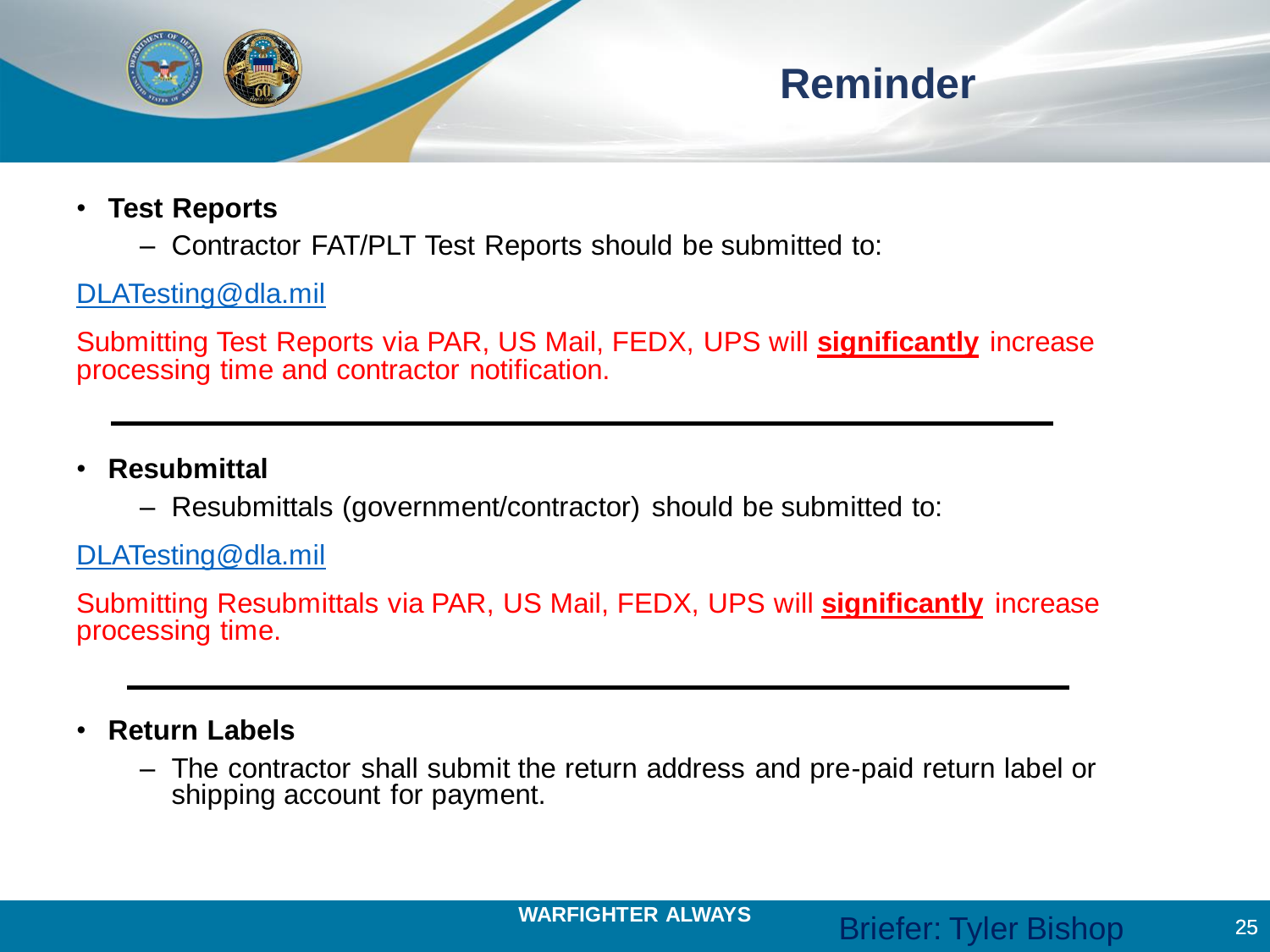# Reminder

- **Test Reports**
  - Contractor FAT/PLT Test Reports should be submitted to:

DLATesting@dla.mil

Submitting Test Reports via PAR, US Mail, FEDX, UPS will **significantly** increase processing time and contractor notification.

---

- **Resubmittal**
  - Resubmittals (government/contractor) should be submitted to:

DLATesting@dla.mil

Submitting Resubmittals via PAR, US Mail, FEDX, UPS will **significantly** increase processing time.

---

- **Return Labels**
  - The contractor shall submit the return address and pre-paid return label or shipping account for payment.

**WARFIGHTER ALWAYS**

Briefer: Tyler Bishop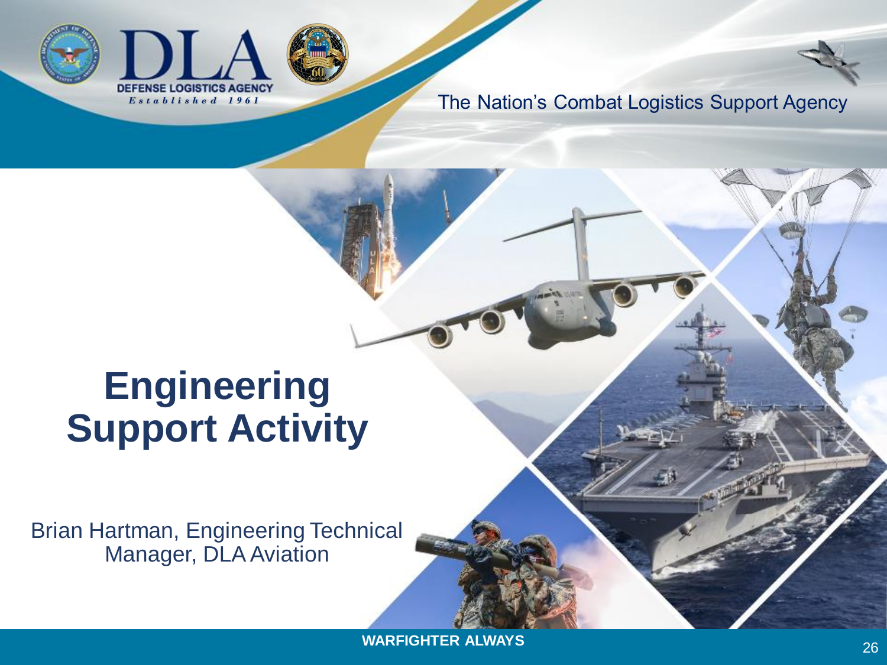DLA
DEFENSE LOGISTICS AGENCY
*Established 1961*

The Nation's Combat Logistics Support Agency

# Engineering Support Activity

Brian Hartman, Engineering Technical Manager, DLA Aviation

**WARFIGHTER ALWAYS**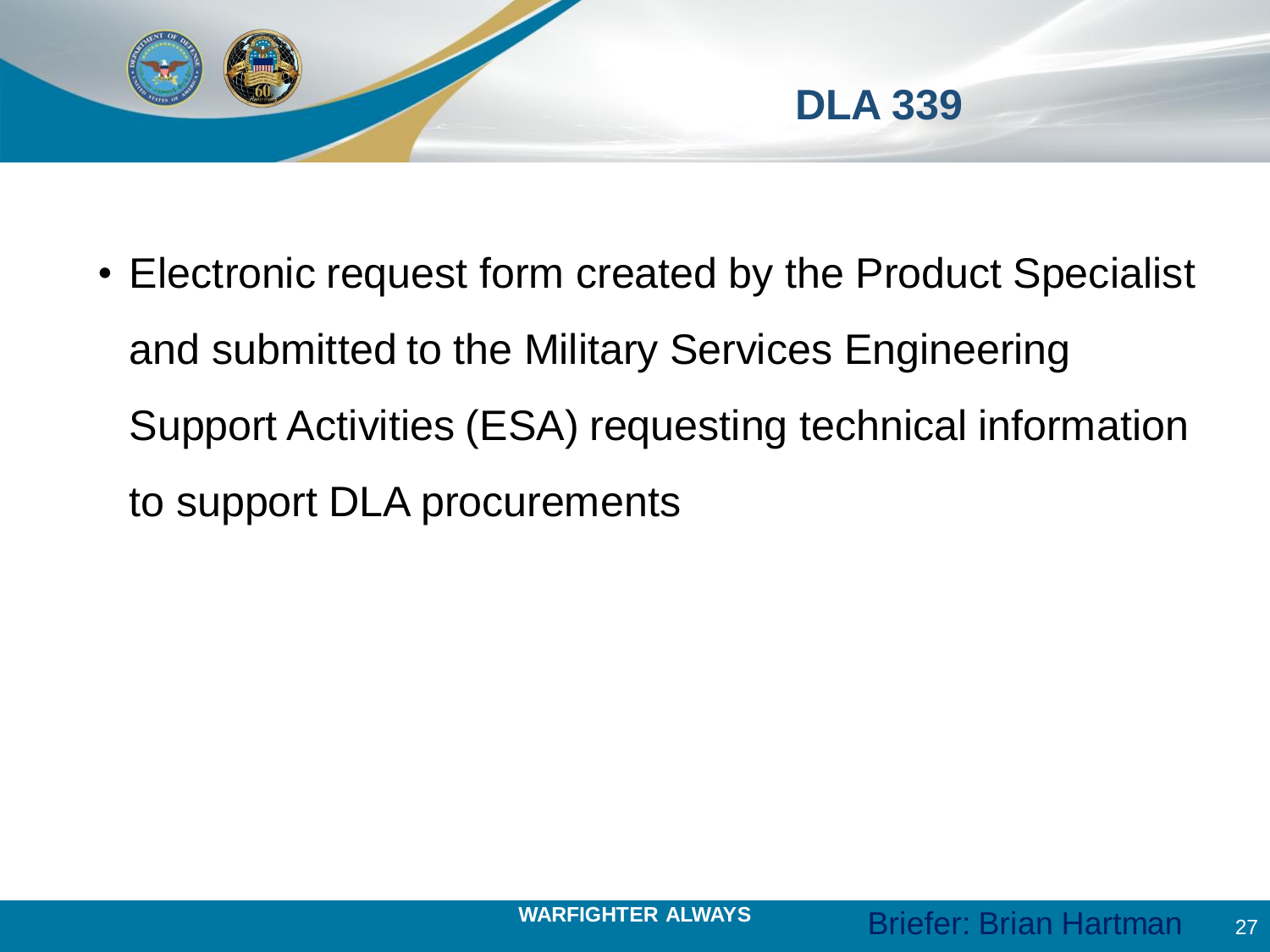# DLA 339

- Electronic request form created by the Product Specialist and submitted to the Military Services Engineering Support Activities (ESA) requesting technical information to support DLA procurements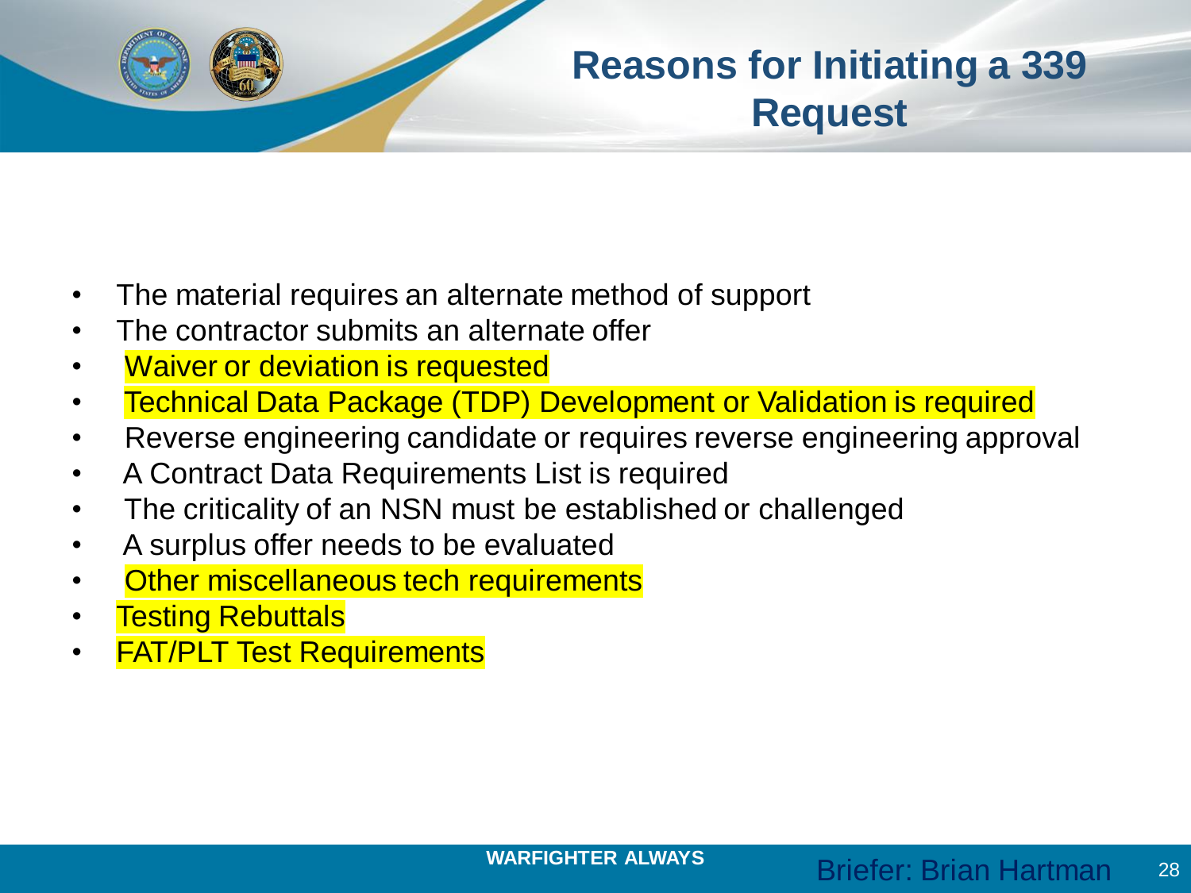# Reasons for Initiating a 339 Request

- The material requires an alternate method of support
- The contractor submits an alternate offer
- Waiver or deviation is requested
- Technical Data Package (TDP) Development or Validation is required
- Reverse engineering candidate or requires reverse engineering approval
- A Contract Data Requirements List is required
- The criticality of an NSN must be established or challenged
- A surplus offer needs to be evaluated
- Other miscellaneous tech requirements
- Testing Rebuttals
- FAT/PLT Test Requirements

WARFIGHTER ALWAYS

Briefer: Brian Hartman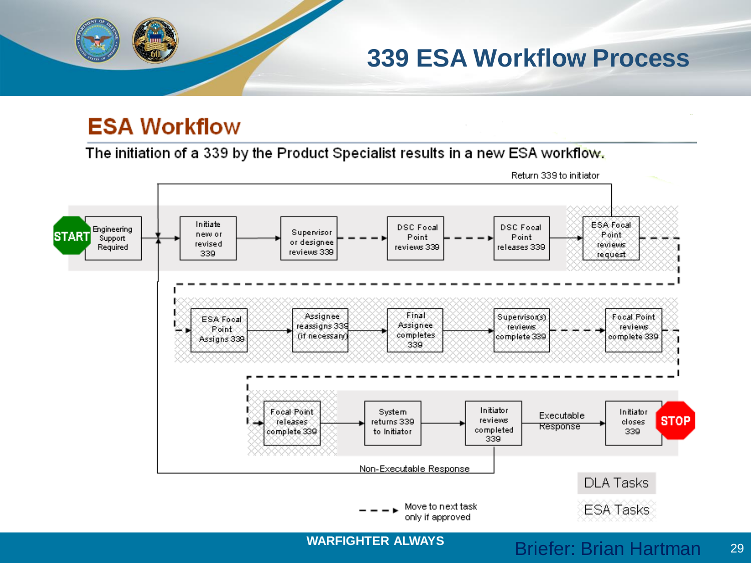# 339 ESA Workflow Process

## ESA Workflow

The initiation of a 339 by the Product Specialist results in a new ESA workflow.

START → Engineering Support Required → Initiate new or revised 339 → Supervisor or designee reviews 339 - - → DSC Focal Point reviews 339 - - → DSC Focal Point releases 339 → ESA Focal Point reviews request - - → (Return 339 to initiator)

- - → ESA Focal Point Assigns 339 → Assignee reassigns 339 (if necessary) → Final Assignee completes 339 → Supervisor(s) reviews complete 339 - - → Focal Point reviews complete 339 - -

- - → Focal Point releases complete 339 → System returns 339 to Initiator → Initiator reviews completed 339 → Executable Response → Initiator closes 339 → STOP

Initiator reviews completed 339 → Non-Executable Response → Initiate new or revised 339

- - → Move to next task only if approved

DLA Tasks

ESA Tasks

WARFIGHTER ALWAYS

Briefer: Brian Hartman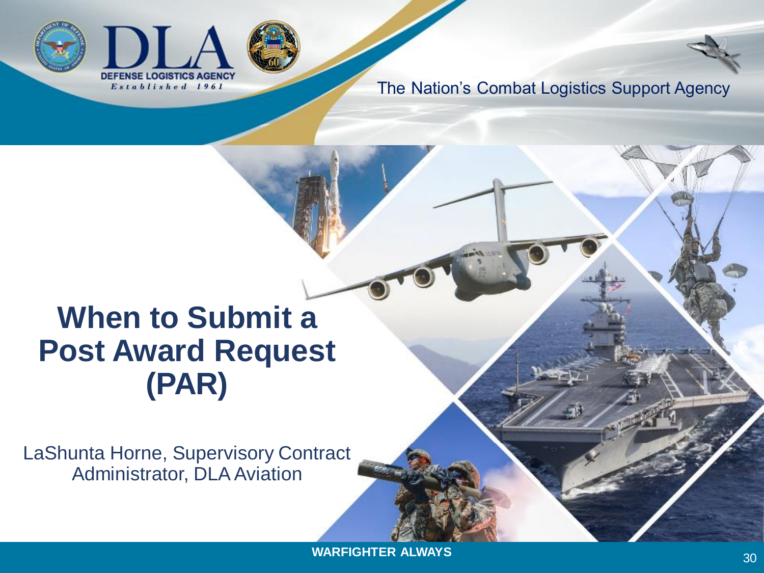# When to Submit a Post Award Request (PAR)

LaShunta Horne, Supervisory Contract Administrator, DLA Aviation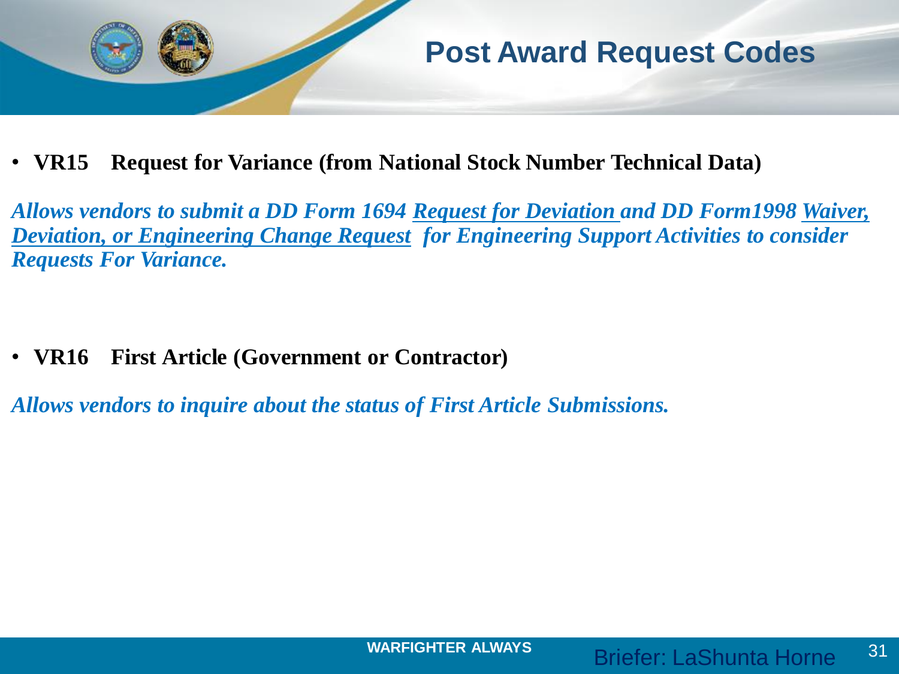# Post Award Request Codes

- **VR15 Request for Variance (from National Stock Number Technical Data)**

***Allows vendors to submit a DD Form 1694 Request for Deviation and DD Form1998 Waiver, Deviation, or Engineering Change Request for Engineering Support Activities to consider Requests For Variance.***

- **VR16 First Article (Government or Contractor)**

***Allows vendors to inquire about the status of First Article Submissions.***

WARFIGHTER ALWAYS

Briefer: LaShunta Horne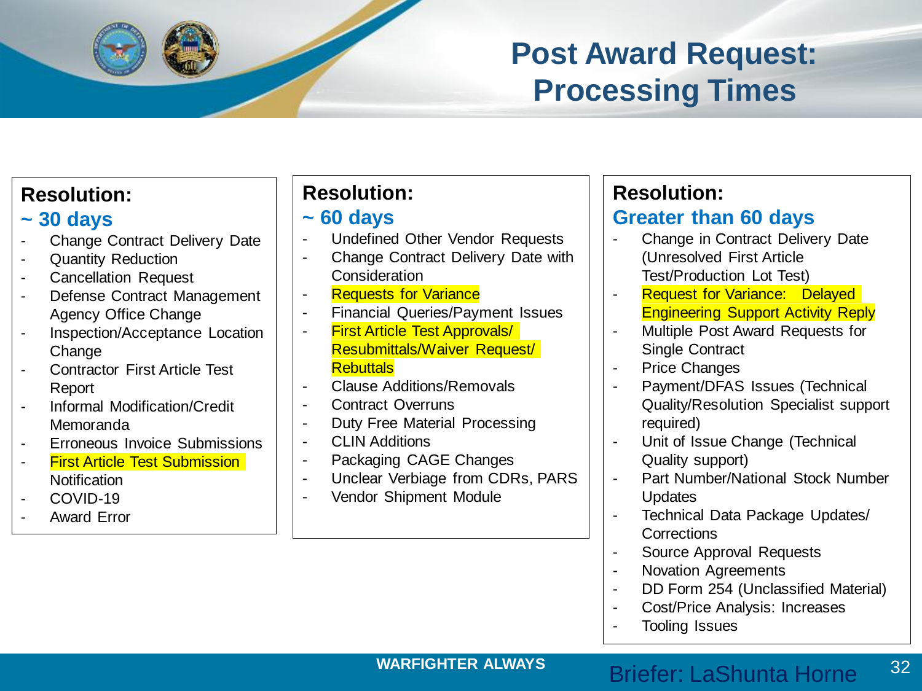# Post Award Request: Processing Times

## Resolution: ~ 30 days

- Change Contract Delivery Date
- Quantity Reduction
- Cancellation Request
- Defense Contract Management Agency Office Change
- Inspection/Acceptance Location Change
- Contractor First Article Test Report
- Informal Modification/Credit Memoranda
- Erroneous Invoice Submissions
- First Article Test Submission Notification
- COVID-19
- Award Error

## Resolution: ~ 60 days

- Undefined Other Vendor Requests
- Change Contract Delivery Date with Consideration
- Requests for Variance
- Financial Queries/Payment Issues
- First Article Test Approvals/ Resubmittals/Waiver Request/ Rebuttals
- Clause Additions/Removals
- Contract Overruns
- Duty Free Material Processing
- CLIN Additions
- Packaging CAGE Changes
- Unclear Verbiage from CDRs, PARS
- Vendor Shipment Module

## Resolution: Greater than 60 days

- Change in Contract Delivery Date (Unresolved First Article Test/Production Lot Test)
- Request for Variance: Delayed Engineering Support Activity Reply
- Multiple Post Award Requests for Single Contract
- Price Changes
- Payment/DFAS Issues (Technical Quality/Resolution Specialist support required)
- Unit of Issue Change (Technical Quality support)
- Part Number/National Stock Number Updates
- Technical Data Package Updates/ Corrections
- Source Approval Requests
- Novation Agreements
- DD Form 254 (Unclassified Material)
- Cost/Price Analysis: Increases
- Tooling Issues

WARFIGHTER ALWAYS

Briefer: LaShunta Horne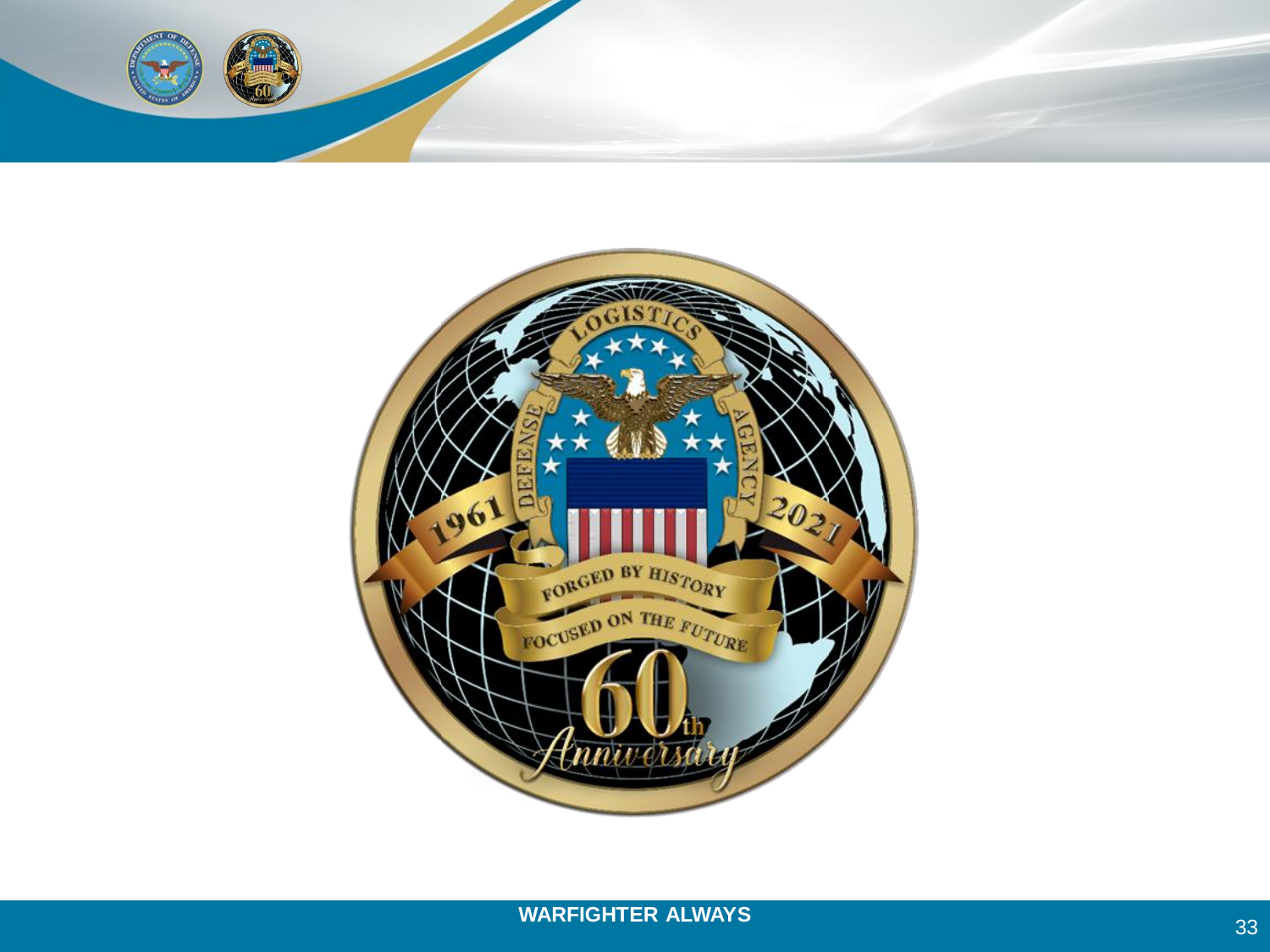DEFENSE LOGISTICS AGENCY

1961 2021

FORGED BY HISTORY

FOCUSED ON THE FUTURE

60th Anniversary